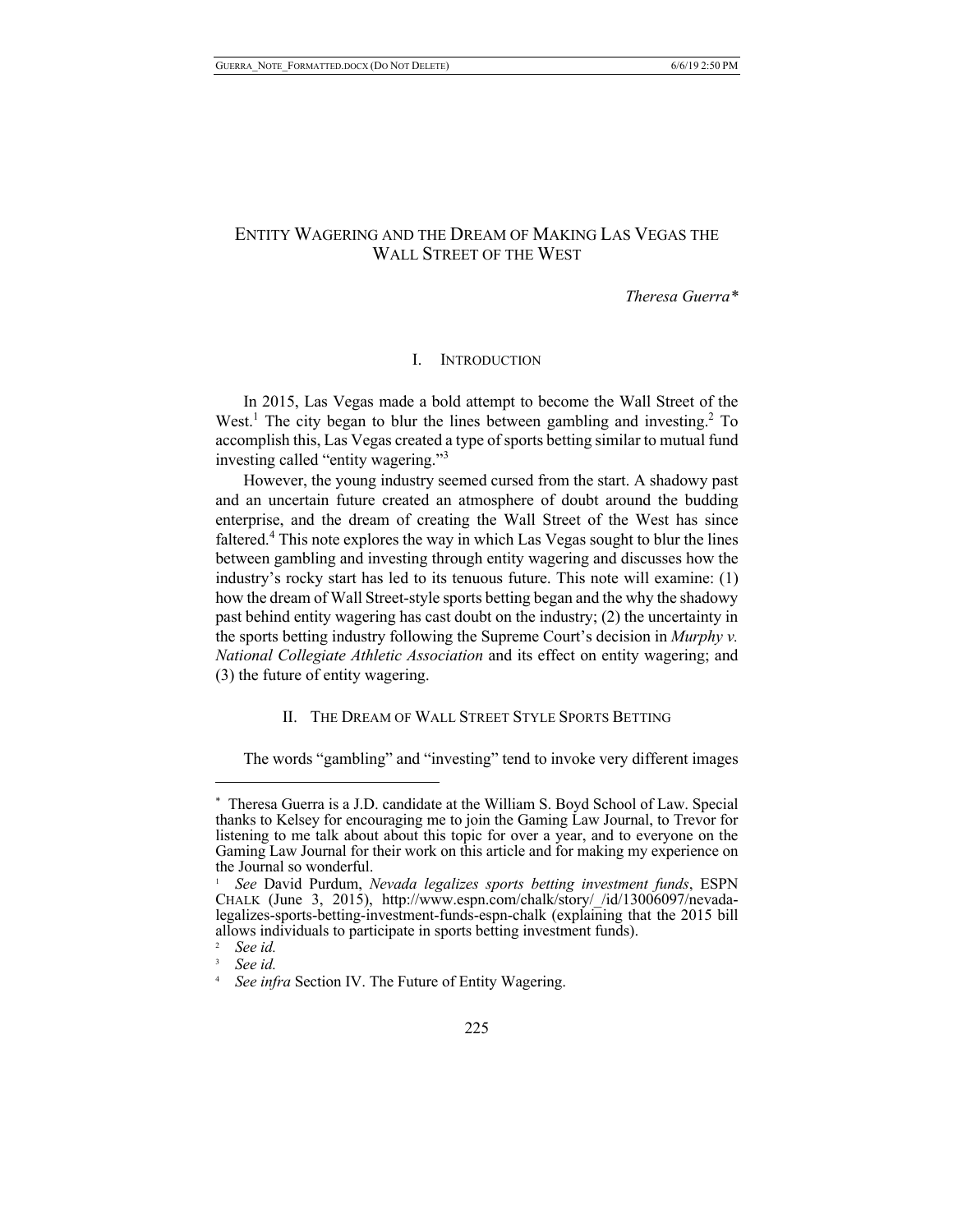# ENTITY WAGERING AND THE DREAM OF MAKING LAS VEGAS THE WALL STREET OF THE WEST

*Theresa Guerra**

## I. INTRODUCTION

In 2015, Las Vegas made a bold attempt to become the Wall Street of the West.[1] The city began to blur the lines between gambling and investing.[2] To accomplish this, Las Vegas created a type of sports betting similar to mutual fund investing called "entity wagering."[3]

However, the young industry seemed cursed from the start. A shadowy past and an uncertain future created an atmosphere of doubt around the budding enterprise, and the dream of creating the Wall Street of the West has since faltered.[4] This note explores the way in which Las Vegas sought to blur the lines between gambling and investing through entity wagering and discusses how the industry's rocky start has led to its tenuous future. This note will examine: (1) how the dream of Wall Street-style sports betting began and the why the shadowy past behind entity wagering has cast doubt on the industry; (2) the uncertainty in the sports betting industry following the Supreme Court's decision in *Murphy v. National Collegiate Athletic Association* and its effect on entity wagering; and (3) the future of entity wagering.

## II. THE DREAM OF WALL STREET STYLE SPORTS BETTING

The words "gambling" and "investing" tend to invoke very different images

---

\* Theresa Guerra is a J.D. candidate at the William S. Boyd School of Law. Special thanks to Kelsey for encouraging me to join the Gaming Law Journal, to Trevor for listening to me talk about about this topic for over a year, and to everyone on the Gaming Law Journal for their work on this article and for making my experience on the Journal so wonderful.

[1] *See* David Purdum, *Nevada legalizes sports betting investment funds*, ESPN CHALK (June 3, 2015), http://www.espn.com/chalk/story/_/id/13006097/nevada-legalizes-sports-betting-investment-funds-espn-chalk (explaining that the 2015 bill allows individuals to participate in sports betting investment funds).

[2] *See id.*

[3] *See id.*

[4] *See infra* Section IV. The Future of Entity Wagering.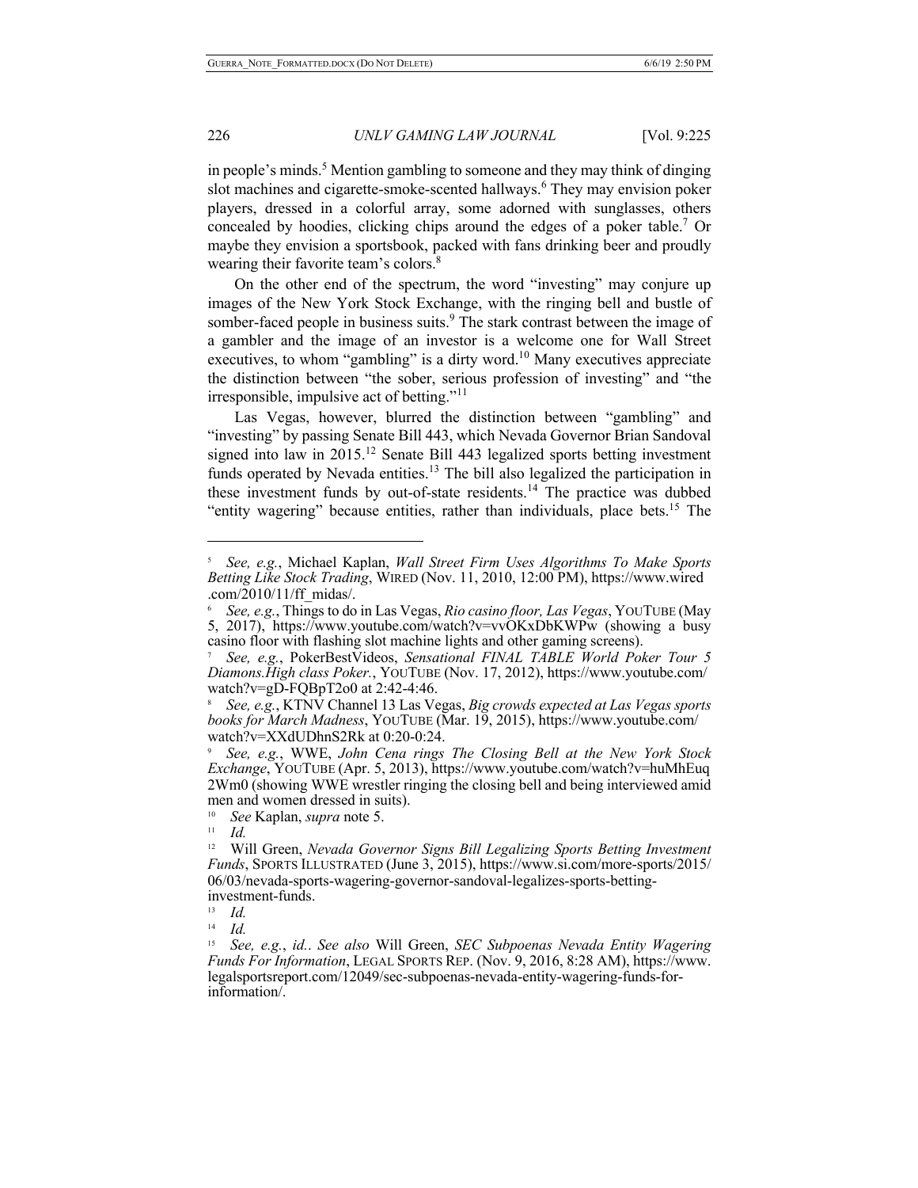in people's minds.[5] Mention gambling to someone and they may think of dinging slot machines and cigarette-smoke-scented hallways.[6] They may envision poker players, dressed in a colorful array, some adorned with sunglasses, others concealed by hoodies, clicking chips around the edges of a poker table.[7] Or maybe they envision a sportsbook, packed with fans drinking beer and proudly wearing their favorite team's colors.[8]

On the other end of the spectrum, the word "investing" may conjure up images of the New York Stock Exchange, with the ringing bell and bustle of somber-faced people in business suits.[9] The stark contrast between the image of a gambler and the image of an investor is a welcome one for Wall Street executives, to whom "gambling" is a dirty word.[10] Many executives appreciate the distinction between "the sober, serious profession of investing" and "the irresponsible, impulsive act of betting."[11]

Las Vegas, however, blurred the distinction between "gambling" and "investing" by passing Senate Bill 443, which Nevada Governor Brian Sandoval signed into law in 2015.[12] Senate Bill 443 legalized sports betting investment funds operated by Nevada entities.[13] The bill also legalized the participation in these investment funds by out-of-state residents.[14] The practice was dubbed "entity wagering" because entities, rather than individuals, place bets.[15] The

---

[5] *See, e.g.*, Michael Kaplan, *Wall Street Firm Uses Algorithms To Make Sports Betting Like Stock Trading*, WIRED (Nov. 11, 2010, 12:00 PM), https://www.wired.com/2010/11/ff_midas/.

[6] *See, e.g.*, Things to do in Las Vegas, *Rio casino floor, Las Vegas*, YOUTUBE (May 5, 2017), https://www.youtube.com/watch?v=vvOKxDbKWPw (showing a busy casino floor with flashing slot machine lights and other gaming screens).

[7] *See, e.g.*, PokerBestVideos, *Sensational FINAL TABLE World Poker Tour 5 Diamons.High class Poker.*, YOUTUBE (Nov. 17, 2012), https://www.youtube.com/watch?v=gD-FQBpT2o0 at 2:42-4:46.

[8] *See, e.g.*, KTNV Channel 13 Las Vegas, *Big crowds expected at Las Vegas sports books for March Madness*, YOUTUBE (Mar. 19, 2015), https://www.youtube.com/watch?v=XXdUDhnS2Rk at 0:20-0:24.

[9] *See, e.g.*, WWE, *John Cena rings The Closing Bell at the New York Stock Exchange*, YOUTUBE (Apr. 5, 2013), https://www.youtube.com/watch?v=huMhEuq2Wm0 (showing WWE wrestler ringing the closing bell and being interviewed amid men and women dressed in suits).

[10] *See* Kaplan, *supra* note 5.

[11] *Id.*

[12] Will Green, *Nevada Governor Signs Bill Legalizing Sports Betting Investment Funds*, SPORTS ILLUSTRATED (June 3, 2015), https://www.si.com/more-sports/2015/06/03/nevada-sports-wagering-governor-sandoval-legalizes-sports-betting-investment-funds.

[13] *Id.*

[14] *Id.*

[15] *See, e.g.*, *id.*. *See also* Will Green, *SEC Subpoenas Nevada Entity Wagering Funds For Information*, LEGAL SPORTS REP. (Nov. 9, 2016, 8:28 AM), https://www.legalsportsreport.com/12049/sec-subpoenas-nevada-entity-wagering-funds-for-information/.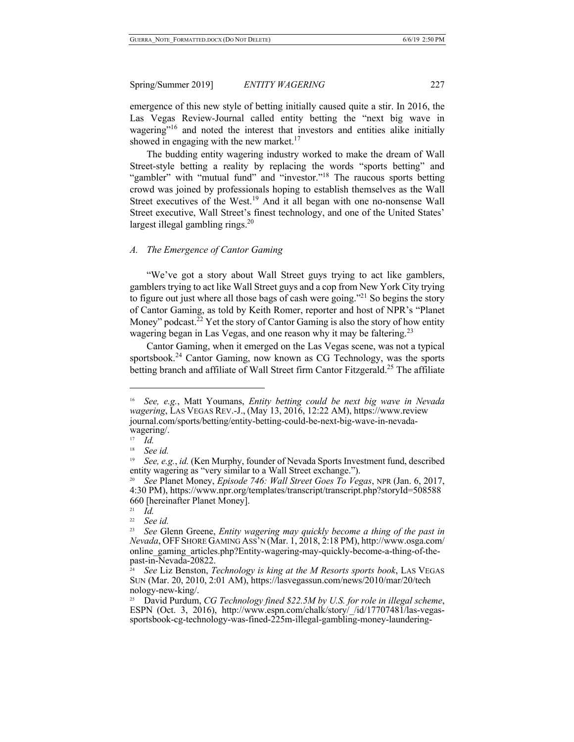emergence of this new style of betting initially caused quite a stir. In 2016, the Las Vegas Review-Journal called entity betting the "next big wave in wagering"[16] and noted the interest that investors and entities alike initially showed in engaging with the new market.[17]

The budding entity wagering industry worked to make the dream of Wall Street-style betting a reality by replacing the words "sports betting" and "gambler" with "mutual fund" and "investor."[18] The raucous sports betting crowd was joined by professionals hoping to establish themselves as the Wall Street executives of the West.[19] And it all began with one no-nonsense Wall Street executive, Wall Street's finest technology, and one of the United States' largest illegal gambling rings.[20]

### *A. The Emergence of Cantor Gaming*

"We've got a story about Wall Street guys trying to act like gamblers, gamblers trying to act like Wall Street guys and a cop from New York City trying to figure out just where all those bags of cash were going."[21] So begins the story of Cantor Gaming, as told by Keith Romer, reporter and host of NPR's "Planet Money" podcast.[22] Yet the story of Cantor Gaming is also the story of how entity wagering began in Las Vegas, and one reason why it may be faltering.[23]

Cantor Gaming, when it emerged on the Las Vegas scene, was not a typical sportsbook.[24] Cantor Gaming, now known as CG Technology, was the sports betting branch and affiliate of Wall Street firm Cantor Fitzgerald.[25] The affiliate

---

[16] *See, e.g.*, Matt Youmans, *Entity betting could be next big wave in Nevada wagering*, LAS VEGAS REV.-J., (May 13, 2016, 12:22 AM), https://www.reviewjournal.com/sports/betting/entity-betting-could-be-next-big-wave-in-nevada-wagering/.

[17] *Id.*

[18] *See id.*

[19] *See, e.g.*, *id.* (Ken Murphy, founder of Nevada Sports Investment fund, described entity wagering as "very similar to a Wall Street exchange.").

[20] *See* Planet Money, *Episode 746: Wall Street Goes To Vegas*, NPR (Jan. 6, 2017, 4:30 PM), https://www.npr.org/templates/transcript/transcript.php?storyId=508588660 [hereinafter Planet Money].

[21] *Id.*

[22] *See id.*

[23] *See* Glenn Greene, *Entity wagering may quickly become a thing of the past in Nevada*, OFF SHORE GAMING ASS'N (Mar. 1, 2018, 2:18 PM), http://www.osga.com/online_gaming_articles.php?Entity-wagering-may-quickly-become-a-thing-of-the-past-in-Nevada-20822.

[24] *See* Liz Benston, *Technology is king at the M Resorts sports book*, LAS VEGAS SUN (Mar. 20, 2010, 2:01 AM), https://lasvegassun.com/news/2010/mar/20/technology-new-king/.

[25] David Purdum, *CG Technology fined $22.5M by U.S. for role in illegal scheme*, ESPN (Oct. 3, 2016), http://www.espn.com/chalk/story/_/id/17707481/las-vegas-sportsbook-cg-technology-was-fined-225m-illegal-gambling-money-laundering-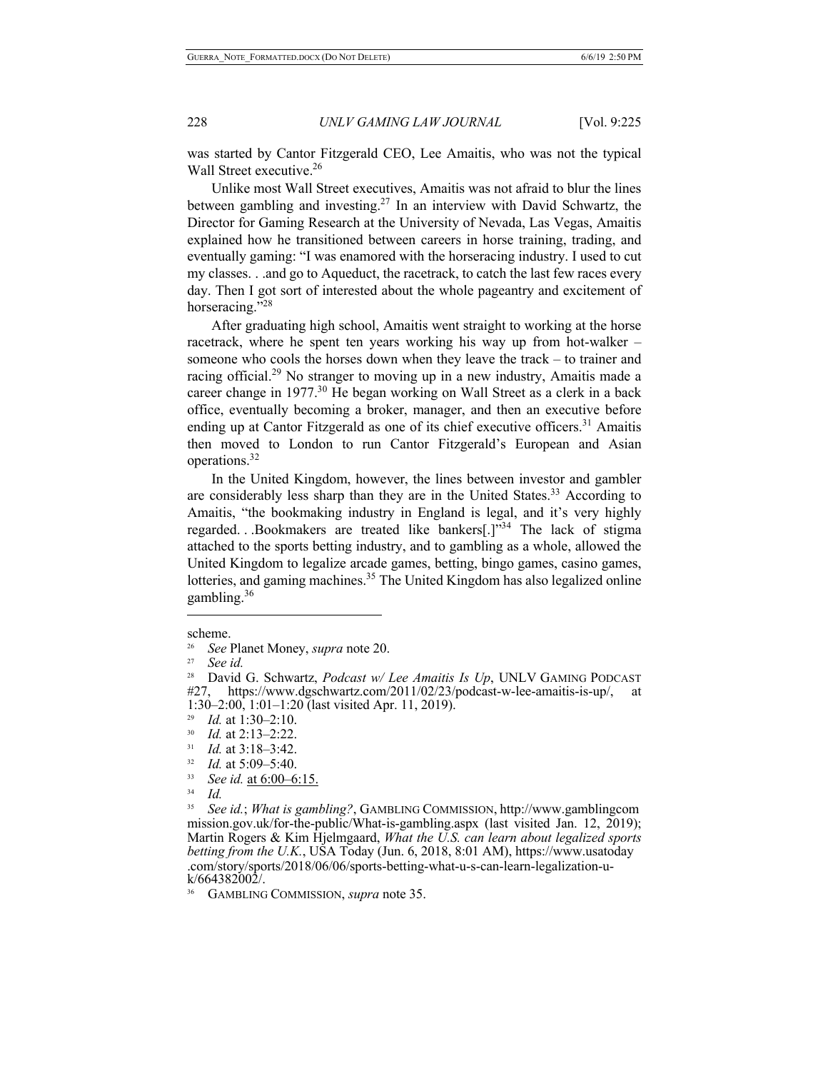was started by Cantor Fitzgerald CEO, Lee Amaitis, who was not the typical Wall Street executive.[26]

Unlike most Wall Street executives, Amaitis was not afraid to blur the lines between gambling and investing.[27] In an interview with David Schwartz, the Director for Gaming Research at the University of Nevada, Las Vegas, Amaitis explained how he transitioned between careers in horse training, trading, and eventually gaming: "I was enamored with the horseracing industry. I used to cut my classes. . .and go to Aqueduct, the racetrack, to catch the last few races every day. Then I got sort of interested about the whole pageantry and excitement of horseracing."[28]

After graduating high school, Amaitis went straight to working at the horse racetrack, where he spent ten years working his way up from hot-walker – someone who cools the horses down when they leave the track – to trainer and racing official.[29] No stranger to moving up in a new industry, Amaitis made a career change in 1977.[30] He began working on Wall Street as a clerk in a back office, eventually becoming a broker, manager, and then an executive before ending up at Cantor Fitzgerald as one of its chief executive officers.[31] Amaitis then moved to London to run Cantor Fitzgerald's European and Asian operations.[32]

In the United Kingdom, however, the lines between investor and gambler are considerably less sharp than they are in the United States.[33] According to Amaitis, "the bookmaking industry in England is legal, and it's very highly regarded. . .Bookmakers are treated like bankers[.]"[34] The lack of stigma attached to the sports betting industry, and to gambling as a whole, allowed the United Kingdom to legalize arcade games, betting, bingo games, casino games, lotteries, and gaming machines.[35] The United Kingdom has also legalized online gambling.[36]

---

scheme.

[26] *See* Planet Money, *supra* note 20.

[27] *See id.*

[28] David G. Schwartz, *Podcast w/ Lee Amaitis Is Up*, UNLV GAMING PODCAST #27, https://www.dgschwartz.com/2011/02/23/podcast-w-lee-amaitis-is-up/, at 1:30–2:00, 1:01–1:20 (last visited Apr. 11, 2019).

[29] *Id.* at 1:30–2:10.

[30] *Id.* at 2:13–2:22.

[31] *Id.* at 3:18–3:42.

[32] *Id.* at 5:09–5:40.

[33] *See id.* at 6:00–6:15.

[34] *Id.*

[35] *See id.*; *What is gambling?*, GAMBLING COMMISSION, http://www.gamblingcommission.gov.uk/for-the-public/What-is-gambling.aspx (last visited Jan. 12, 2019); Martin Rogers & Kim Hjelmgaard, *What the U.S. can learn about legalized sports betting from the U.K.*, USA Today (Jun. 6, 2018, 8:01 AM), https://www.usatoday.com/story/sports/2018/06/06/sports-betting-what-u-s-can-learn-legalization-u-k/664382002/.

[36] GAMBLING COMMISSION, *supra* note 35.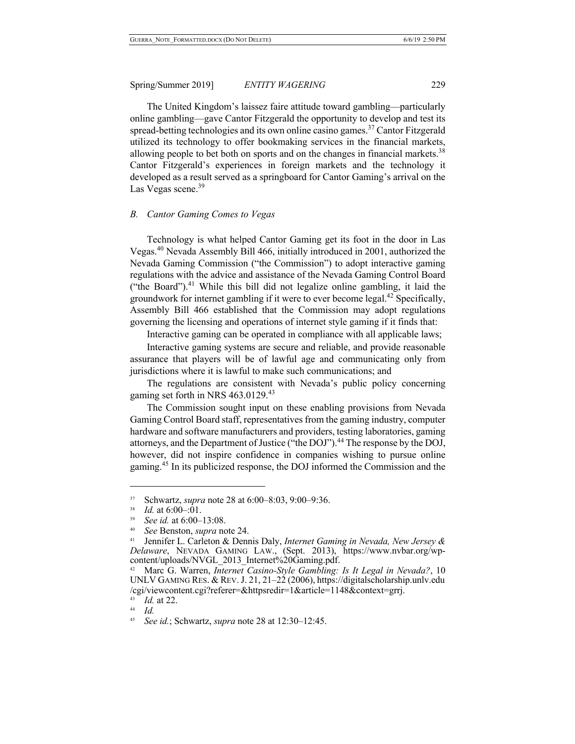The United Kingdom's laissez faire attitude toward gambling—particularly online gambling—gave Cantor Fitzgerald the opportunity to develop and test its spread-betting technologies and its own online casino games.[37] Cantor Fitzgerald utilized its technology to offer bookmaking services in the financial markets, allowing people to bet both on sports and on the changes in financial markets.[38] Cantor Fitzgerald's experiences in foreign markets and the technology it developed as a result served as a springboard for Cantor Gaming's arrival on the Las Vegas scene.[39]

### *B. Cantor Gaming Comes to Vegas*

Technology is what helped Cantor Gaming get its foot in the door in Las Vegas.[40] Nevada Assembly Bill 466, initially introduced in 2001, authorized the Nevada Gaming Commission ("the Commission") to adopt interactive gaming regulations with the advice and assistance of the Nevada Gaming Control Board ("the Board").[41] While this bill did not legalize online gambling, it laid the groundwork for internet gambling if it were to ever become legal.[42] Specifically, Assembly Bill 466 established that the Commission may adopt regulations governing the licensing and operations of internet style gaming if it finds that:

Interactive gaming can be operated in compliance with all applicable laws;

Interactive gaming systems are secure and reliable, and provide reasonable assurance that players will be of lawful age and communicating only from jurisdictions where it is lawful to make such communications; and

The regulations are consistent with Nevada's public policy concerning gaming set forth in NRS 463.0129.[43]

The Commission sought input on these enabling provisions from Nevada Gaming Control Board staff, representatives from the gaming industry, computer hardware and software manufacturers and providers, testing laboratories, gaming attorneys, and the Department of Justice ("the DOJ").[44] The response by the DOJ, however, did not inspire confidence in companies wishing to pursue online gaming.[45] In its publicized response, the DOJ informed the Commission and the

---

[37] Schwartz, *supra* note 28 at 6:00–8:03, 9:00–9:36.

[38] *Id.* at 6:00–:01.

[39] *See id.* at 6:00–13:08.

[40] *See* Benston, *supra* note 24.

[41] Jennifer L. Carleton & Dennis Daly, *Internet Gaming in Nevada, New Jersey & Delaware*, NEVADA GAMING LAW., (Sept. 2013), https://www.nvbar.org/wp-content/uploads/NVGL_2013_Internet%20Gaming.pdf.

[42] Marc G. Warren, *Internet Casino-Style Gambling: Is It Legal in Nevada?*, 10 UNLV GAMING RES. & REV. J. 21, 21–22 (2006), https://digitalscholarship.unlv.edu/cgi/viewcontent.cgi?referer=&httpsredir=1&article=1148&context=grrj.

[43] *Id.* at 22.

[44] *Id.*

[45] *See id.*; Schwartz, *supra* note 28 at 12:30–12:45.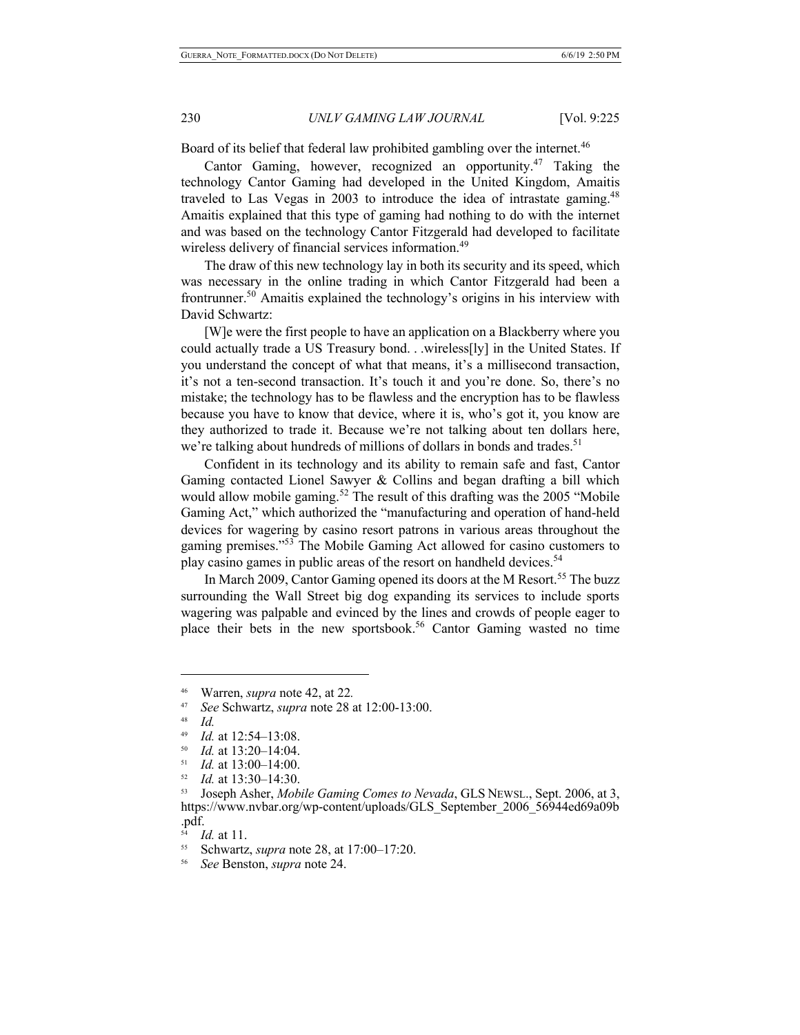Board of its belief that federal law prohibited gambling over the internet.[46]

Cantor Gaming, however, recognized an opportunity.[47] Taking the technology Cantor Gaming had developed in the United Kingdom, Amaitis traveled to Las Vegas in 2003 to introduce the idea of intrastate gaming.[48] Amaitis explained that this type of gaming had nothing to do with the internet and was based on the technology Cantor Fitzgerald had developed to facilitate wireless delivery of financial services information.[49]

The draw of this new technology lay in both its security and its speed, which was necessary in the online trading in which Cantor Fitzgerald had been a frontrunner.[50] Amaitis explained the technology's origins in his interview with David Schwartz:

> [W]e were the first people to have an application on a Blackberry where you could actually trade a US Treasury bond. . .wireless[ly] in the United States. If you understand the concept of what that means, it's a millisecond transaction, it's not a ten-second transaction. It's touch it and you're done. So, there's no mistake; the technology has to be flawless and the encryption has to be flawless because you have to know that device, where it is, who's got it, you know are they authorized to trade it. Because we're not talking about ten dollars here, we're talking about hundreds of millions of dollars in bonds and trades.[51]

Confident in its technology and its ability to remain safe and fast, Cantor Gaming contacted Lionel Sawyer & Collins and began drafting a bill which would allow mobile gaming.[52] The result of this drafting was the 2005 "Mobile Gaming Act," which authorized the "manufacturing and operation of hand-held devices for wagering by casino resort patrons in various areas throughout the gaming premises."[53] The Mobile Gaming Act allowed for casino customers to play casino games in public areas of the resort on handheld devices.[54]

In March 2009, Cantor Gaming opened its doors at the M Resort.[55] The buzz surrounding the Wall Street big dog expanding its services to include sports wagering was palpable and evinced by the lines and crowds of people eager to place their bets in the new sportsbook.[56] Cantor Gaming wasted no time

---

[46] Warren, *supra* note 42, at 22*.*

[47] *See* Schwartz, *supra* note 28 at 12:00-13:00.

[48] *Id.*

[49] *Id.* at 12:54–13:08.

[50] *Id.* at 13:20–14:04.

[51] *Id.* at 13:00–14:00.

[52] *Id.* at 13:30–14:30.

[53] Joseph Asher, *Mobile Gaming Comes to Nevada*, GLS NEWSL., Sept. 2006, at 3, https://www.nvbar.org/wp-content/uploads/GLS_September_2006_56944ed69a09b.pdf.

[54] *Id.* at 11.

[55] Schwartz, *supra* note 28, at 17:00–17:20.

[56] *See* Benston, *supra* note 24.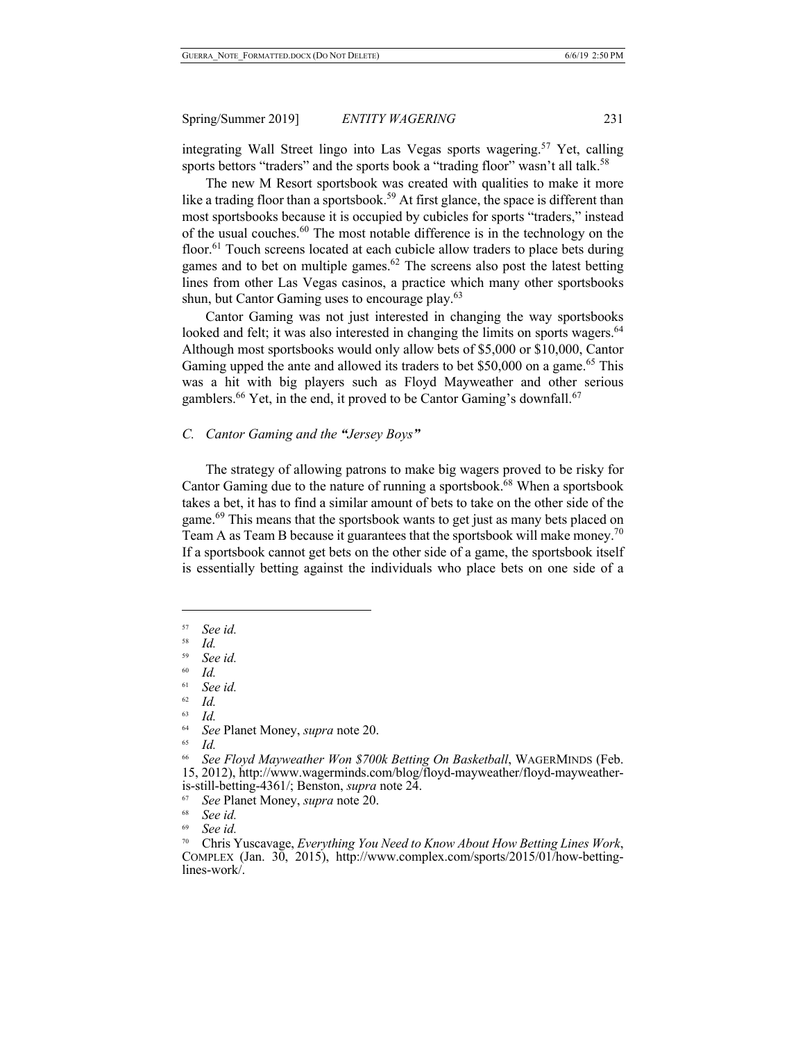integrating Wall Street lingo into Las Vegas sports wagering.[57] Yet, calling sports bettors "traders" and the sports book a "trading floor" wasn't all talk.[58]

The new M Resort sportsbook was created with qualities to make it more like a trading floor than a sportsbook.[59] At first glance, the space is different than most sportsbooks because it is occupied by cubicles for sports "traders," instead of the usual couches.[60] The most notable difference is in the technology on the floor.[61] Touch screens located at each cubicle allow traders to place bets during games and to bet on multiple games.[62] The screens also post the latest betting lines from other Las Vegas casinos, a practice which many other sportsbooks shun, but Cantor Gaming uses to encourage play.[63]

Cantor Gaming was not just interested in changing the way sportsbooks looked and felt; it was also interested in changing the limits on sports wagers.[64] Although most sportsbooks would only allow bets of $5,000 or $10,000, Cantor Gaming upped the ante and allowed its traders to bet $50,000 on a game.[65] This was a hit with big players such as Floyd Mayweather and other serious gamblers.[66] Yet, in the end, it proved to be Cantor Gaming's downfall.[67]

### *C. Cantor Gaming and the "Jersey Boys"*

The strategy of allowing patrons to make big wagers proved to be risky for Cantor Gaming due to the nature of running a sportsbook.[68] When a sportsbook takes a bet, it has to find a similar amount of bets to take on the other side of the game.[69] This means that the sportsbook wants to get just as many bets placed on Team A as Team B because it guarantees that the sportsbook will make money.[70] If a sportsbook cannot get bets on the other side of a game, the sportsbook itself is essentially betting against the individuals who place bets on one side of a

---

[57] *See id.*

[58] *Id.*

[59] *See id.*

[60] *Id.*

[61] *See id.*

[62] *Id.*

[63] *Id.*

[64] *See* Planet Money, *supra* note 20.

[65] *Id.*

[66] *See Floyd Mayweather Won $700k Betting On Basketball*, WAGERMINDS (Feb. 15, 2012), http://www.wagerminds.com/blog/floyd-mayweather/floyd-mayweather-is-still-betting-4361/; Benston, *supra* note 24.

[67] *See* Planet Money, *supra* note 20.

[68] *See id.*

[69] *See id.*

[70] Chris Yuscavage, *Everything You Need to Know About How Betting Lines Work*, COMPLEX (Jan. 30, 2015), http://www.complex.com/sports/2015/01/how-betting-lines-work/.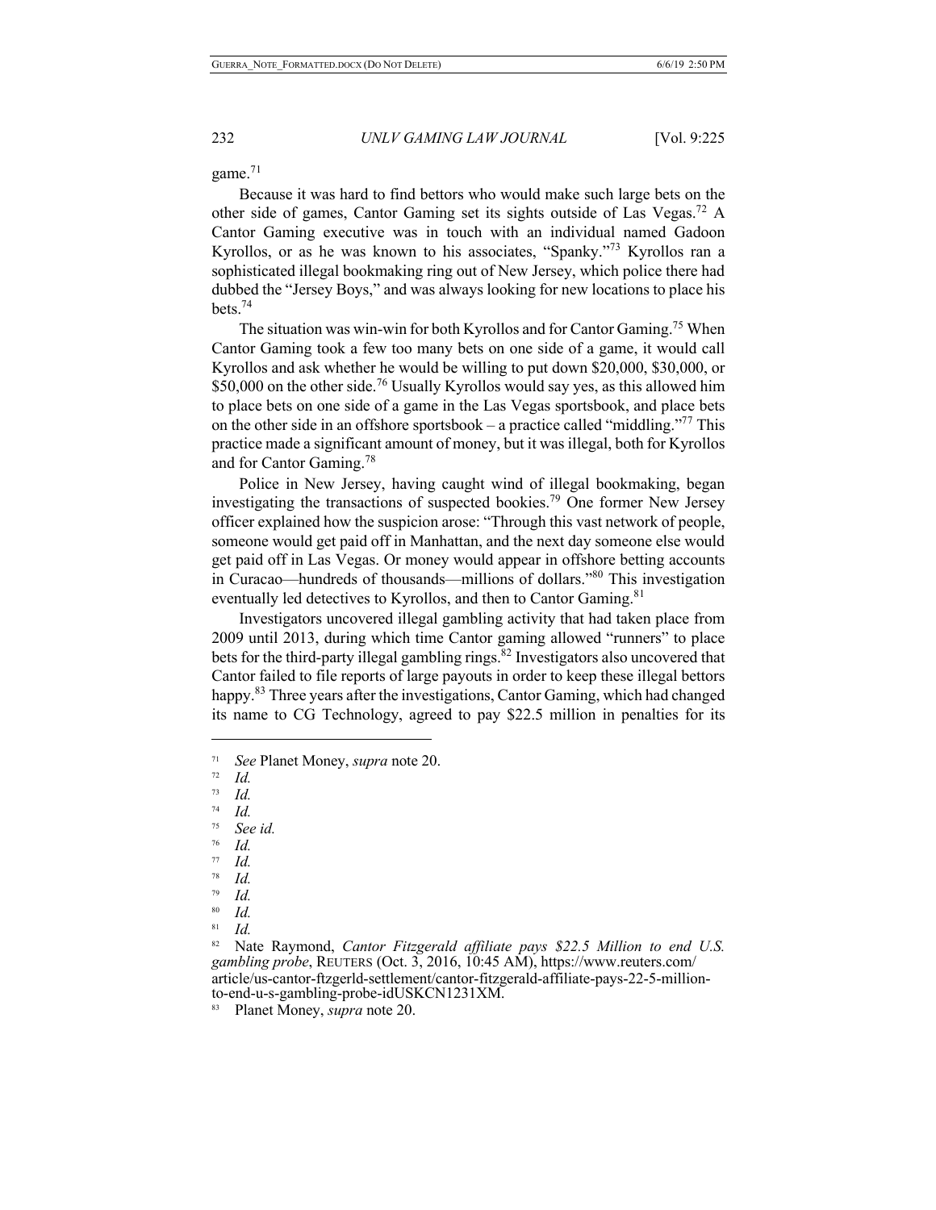game.[71]

Because it was hard to find bettors who would make such large bets on the other side of games, Cantor Gaming set its sights outside of Las Vegas.[72] A Cantor Gaming executive was in touch with an individual named Gadoon Kyrollos, or as he was known to his associates, "Spanky."[73] Kyrollos ran a sophisticated illegal bookmaking ring out of New Jersey, which police there had dubbed the "Jersey Boys," and was always looking for new locations to place his bets.[74]

The situation was win-win for both Kyrollos and for Cantor Gaming.[75] When Cantor Gaming took a few too many bets on one side of a game, it would call Kyrollos and ask whether he would be willing to put down $20,000, $30,000, or $50,000 on the other side.[76] Usually Kyrollos would say yes, as this allowed him to place bets on one side of a game in the Las Vegas sportsbook, and place bets on the other side in an offshore sportsbook – a practice called "middling."[77] This practice made a significant amount of money, but it was illegal, both for Kyrollos and for Cantor Gaming.[78]

Police in New Jersey, having caught wind of illegal bookmaking, began investigating the transactions of suspected bookies.[79] One former New Jersey officer explained how the suspicion arose: "Through this vast network of people, someone would get paid off in Manhattan, and the next day someone else would get paid off in Las Vegas. Or money would appear in offshore betting accounts in Curacao—hundreds of thousands—millions of dollars."[80] This investigation eventually led detectives to Kyrollos, and then to Cantor Gaming.[81]

Investigators uncovered illegal gambling activity that had taken place from 2009 until 2013, during which time Cantor gaming allowed "runners" to place bets for the third-party illegal gambling rings.[82] Investigators also uncovered that Cantor failed to file reports of large payouts in order to keep these illegal bettors happy.[83] Three years after the investigations, Cantor Gaming, which had changed its name to CG Technology, agreed to pay $22.5 million in penalties for its

---

[71] *See* Planet Money, *supra* note 20.

[72] *Id.*

[73] *Id.*

[74] *Id.*

[75] *See id.*

[76] *Id.*

[77] *Id.*

[78] *Id.*

[79] *Id.*

[80] *Id.*

[81] *Id.*

[82] Nate Raymond, *Cantor Fitzgerald affiliate pays $22.5 Million to end U.S. gambling probe*, REUTERS (Oct. 3, 2016, 10:45 AM), https://www.reuters.com/article/us-cantor-ftzgerld-settlement/cantor-fitzgerald-affiliate-pays-22-5-million-to-end-u-s-gambling-probe-idUSKCN1231XM.

[83] Planet Money, *supra* note 20.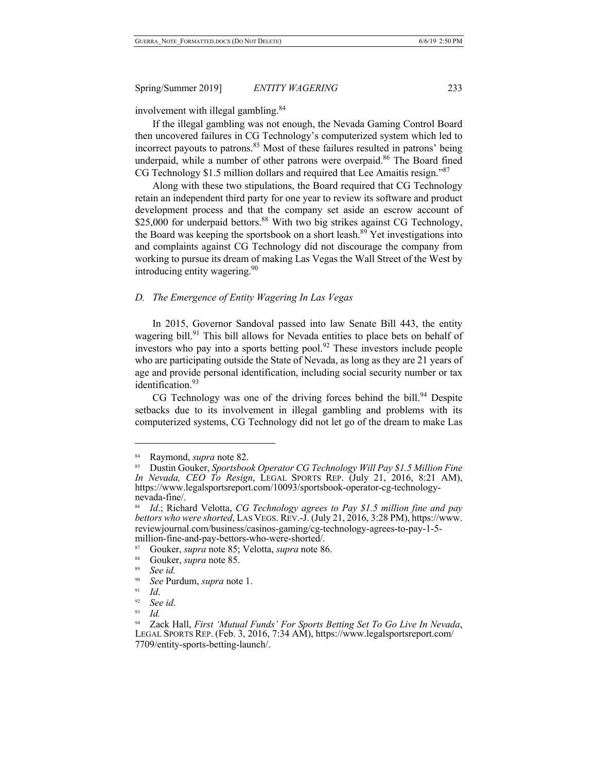involvement with illegal gambling.[84]

If the illegal gambling was not enough, the Nevada Gaming Control Board then uncovered failures in CG Technology's computerized system which led to incorrect payouts to patrons.[85] Most of these failures resulted in patrons' being underpaid, while a number of other patrons were overpaid.[86] The Board fined CG Technology $1.5 million dollars and required that Lee Amaitis resign."[87]

Along with these two stipulations, the Board required that CG Technology retain an independent third party for one year to review its software and product development process and that the company set aside an escrow account of $25,000 for underpaid bettors.[88] With two big strikes against CG Technology, the Board was keeping the sportsbook on a short leash.[89] Yet investigations into and complaints against CG Technology did not discourage the company from working to pursue its dream of making Las Vegas the Wall Street of the West by introducing entity wagering.[90]

### *D. The Emergence of Entity Wagering In Las Vegas*

In 2015, Governor Sandoval passed into law Senate Bill 443, the entity wagering bill.[91] This bill allows for Nevada entities to place bets on behalf of investors who pay into a sports betting pool.[92] These investors include people who are participating outside the State of Nevada, as long as they are 21 years of age and provide personal identification, including social security number or tax identification.[93]

CG Technology was one of the driving forces behind the bill.[94] Despite setbacks due to its involvement in illegal gambling and problems with its computerized systems, CG Technology did not let go of the dream to make Las

---

[84] Raymond, *supra* note 82.

[85] Dustin Gouker, *Sportsbook Operator CG Technology Will Pay $1.5 Million Fine In Nevada, CEO To Resign*, LEGAL SPORTS REP. (July 21, 2016, 8:21 AM), https://www.legalsportsreport.com/10093/sportsbook-operator-cg-technology-nevada-fine/.

[86] *Id.*; Richard Velotta, *CG Technology agrees to Pay $1.5 million fine and pay bettors who were shorted*, LAS VEGS. REV.-J. (July 21, 2016, 3:28 PM), https://www.reviewjournal.com/business/casinos-gaming/cg-technology-agrees-to-pay-1-5-million-fine-and-pay-bettors-who-were-shorted/.

[87] Gouker, *supra* note 85; Velotta, *supra* note 86.

[88] Gouker, *supra* note 85.

[89] *See id.*

[90] *See* Purdum, *supra* note 1.

[91] *Id*.

[92] *See id*.

[93] *Id.*

[94] Zack Hall, *First 'Mutual Funds' For Sports Betting Set To Go Live In Nevada*, LEGAL SPORTS REP. (Feb. 3, 2016, 7:34 AM), https://www.legalsportsreport.com/7709/entity-sports-betting-launch/.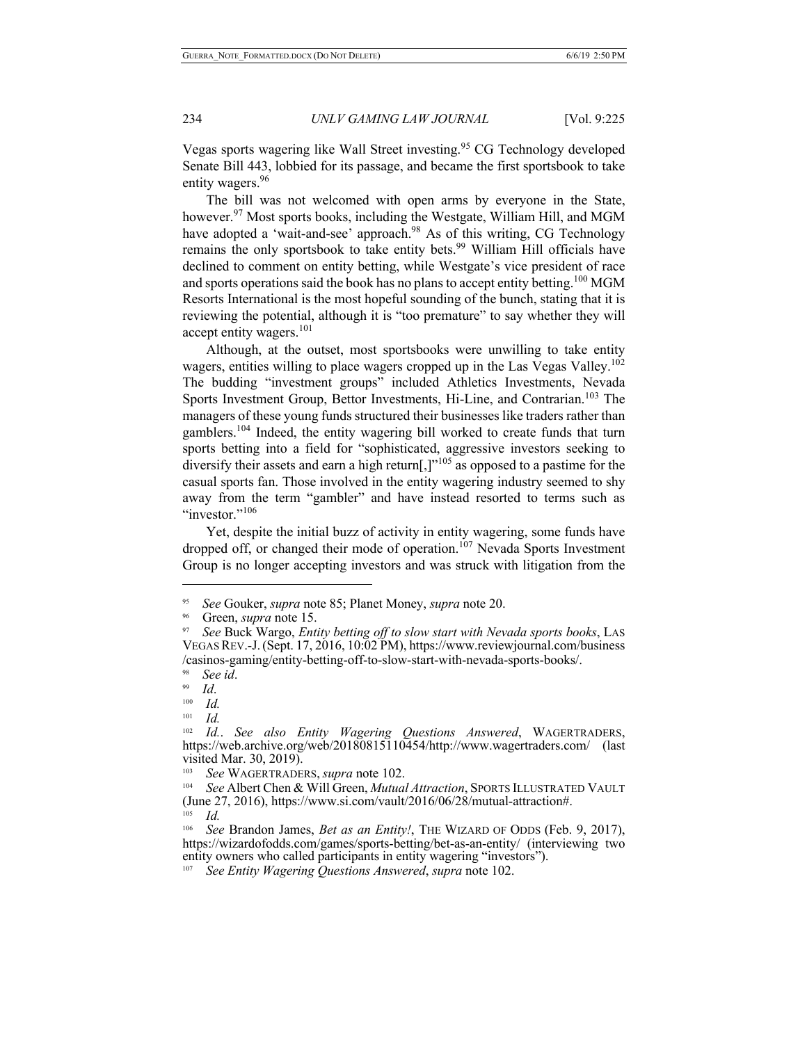Vegas sports wagering like Wall Street investing.[95] CG Technology developed Senate Bill 443, lobbied for its passage, and became the first sportsbook to take entity wagers.[96]

The bill was not welcomed with open arms by everyone in the State, however.[97] Most sports books, including the Westgate, William Hill, and MGM have adopted a 'wait-and-see' approach.[98] As of this writing, CG Technology remains the only sportsbook to take entity bets.[99] William Hill officials have declined to comment on entity betting, while Westgate's vice president of race and sports operations said the book has no plans to accept entity betting.[100] MGM Resorts International is the most hopeful sounding of the bunch, stating that it is reviewing the potential, although it is "too premature" to say whether they will accept entity wagers.[101]

Although, at the outset, most sportsbooks were unwilling to take entity wagers, entities willing to place wagers cropped up in the Las Vegas Valley.[102] The budding "investment groups" included Athletics Investments, Nevada Sports Investment Group, Bettor Investments, Hi-Line, and Contrarian.[103] The managers of these young funds structured their businesses like traders rather than gamblers.[104] Indeed, the entity wagering bill worked to create funds that turn sports betting into a field for "sophisticated, aggressive investors seeking to diversify their assets and earn a high return[,]"[105] as opposed to a pastime for the casual sports fan. Those involved in the entity wagering industry seemed to shy away from the term "gambler" and have instead resorted to terms such as "investor."[106]

Yet, despite the initial buzz of activity in entity wagering, some funds have dropped off, or changed their mode of operation.[107] Nevada Sports Investment Group is no longer accepting investors and was struck with litigation from the

---

[95] *See* Gouker, *supra* note 85; Planet Money, *supra* note 20.

[96] Green, *supra* note 15.

[97] *See* Buck Wargo, *Entity betting off to slow start with Nevada sports books*, LAS VEGAS REV.-J. (Sept. 17, 2016, 10:02 PM), https://www.reviewjournal.com/business/casinos-gaming/entity-betting-off-to-slow-start-with-nevada-sports-books/.

[98] *See id*.

[99] *Id*.

[100] *Id.*

[101] *Id.*

[102] *Id.*. *See also Entity Wagering Questions Answered*, WAGERTRADERS, https://web.archive.org/web/20180815110454/http://www.wagertraders.com/ (last visited Mar. 30, 2019).

[103] *See* WAGERTRADERS, *supra* note 102.

[104] *See* Albert Chen & Will Green, *Mutual Attraction*, SPORTS ILLUSTRATED VAULT (June 27, 2016), https://www.si.com/vault/2016/06/28/mutual-attraction#.

[105] *Id.*

[106] *See* Brandon James, *Bet as an Entity!*, THE WIZARD OF ODDS (Feb. 9, 2017), https://wizardofodds.com/games/sports-betting/bet-as-an-entity/ (interviewing two entity owners who called participants in entity wagering "investors").

[107] *See Entity Wagering Questions Answered*, *supra* note 102.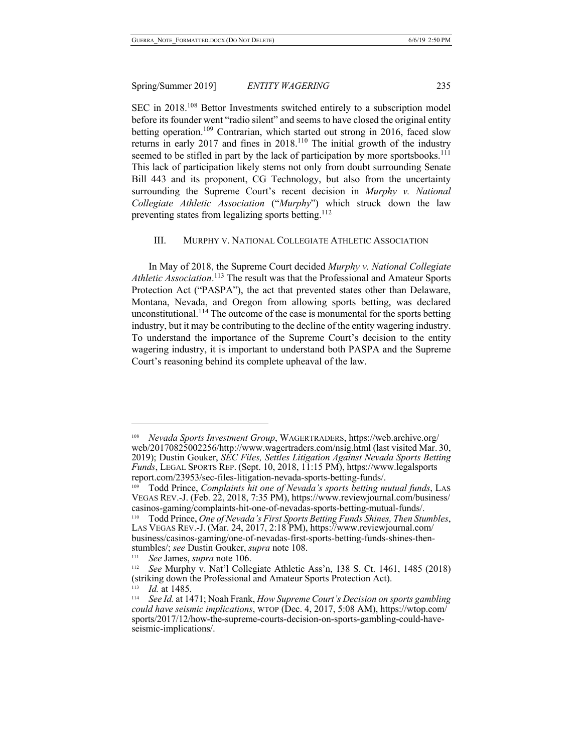SEC in 2018.[108] Bettor Investments switched entirely to a subscription model before its founder went "radio silent" and seems to have closed the original entity betting operation.[109] Contrarian, which started out strong in 2016, faced slow returns in early 2017 and fines in 2018.[110] The initial growth of the industry seemed to be stifled in part by the lack of participation by more sportsbooks.[111] This lack of participation likely stems not only from doubt surrounding Senate Bill 443 and its proponent, CG Technology, but also from the uncertainty surrounding the Supreme Court's recent decision in *Murphy v. National Collegiate Athletic Association* ("*Murphy*") which struck down the law preventing states from legalizing sports betting.[112]

## III. MURPHY V. NATIONAL COLLEGIATE ATHLETIC ASSOCIATION

In May of 2018, the Supreme Court decided *Murphy v. National Collegiate Athletic Association*.[113] The result was that the Professional and Amateur Sports Protection Act ("PASPA"), the act that prevented states other than Delaware, Montana, Nevada, and Oregon from allowing sports betting, was declared unconstitutional.[114] The outcome of the case is monumental for the sports betting industry, but it may be contributing to the decline of the entity wagering industry. To understand the importance of the Supreme Court's decision to the entity wagering industry, it is important to understand both PASPA and the Supreme Court's reasoning behind its complete upheaval of the law.

---

[108] *Nevada Sports Investment Group*, WAGERTRADERS, https://web.archive.org/web/20170825002256/http://www.wagertraders.com/nsig.html (last visited Mar. 30, 2019); Dustin Gouker, *SEC Files, Settles Litigation Against Nevada Sports Betting Funds*, LEGAL SPORTS REP. (Sept. 10, 2018, 11:15 PM), https://www.legalsportsreport.com/23953/sec-files-litigation-nevada-sports-betting-funds/.

[109] Todd Prince, *Complaints hit one of Nevada's sports betting mutual funds*, LAS VEGAS REV.-J. (Feb. 22, 2018, 7:35 PM), https://www.reviewjournal.com/business/casinos-gaming/complaints-hit-one-of-nevadas-sports-betting-mutual-funds/.

[110] Todd Prince, *One of Nevada's First Sports Betting Funds Shines, Then Stumbles*, LAS VEGAS REV.-J. (Mar. 24, 2017, 2:18 PM), https://www.reviewjournal.com/business/casinos-gaming/one-of-nevadas-first-sports-betting-funds-shines-then-stumbles/; *see* Dustin Gouker, *supra* note 108.

[111] *See* James, *supra* note 106.

[112] *See* Murphy v. Nat'l Collegiate Athletic Ass'n, 138 S. Ct. 1461, 1485 (2018) (striking down the Professional and Amateur Sports Protection Act).

[113] *Id.* at 1485.

[114] *See Id.* at 1471; Noah Frank, *How Supreme Court's Decision on sports gambling could have seismic implications*, WTOP (Dec. 4, 2017, 5:08 AM), https://wtop.com/sports/2017/12/how-the-supreme-courts-decision-on-sports-gambling-could-have-seismic-implications/.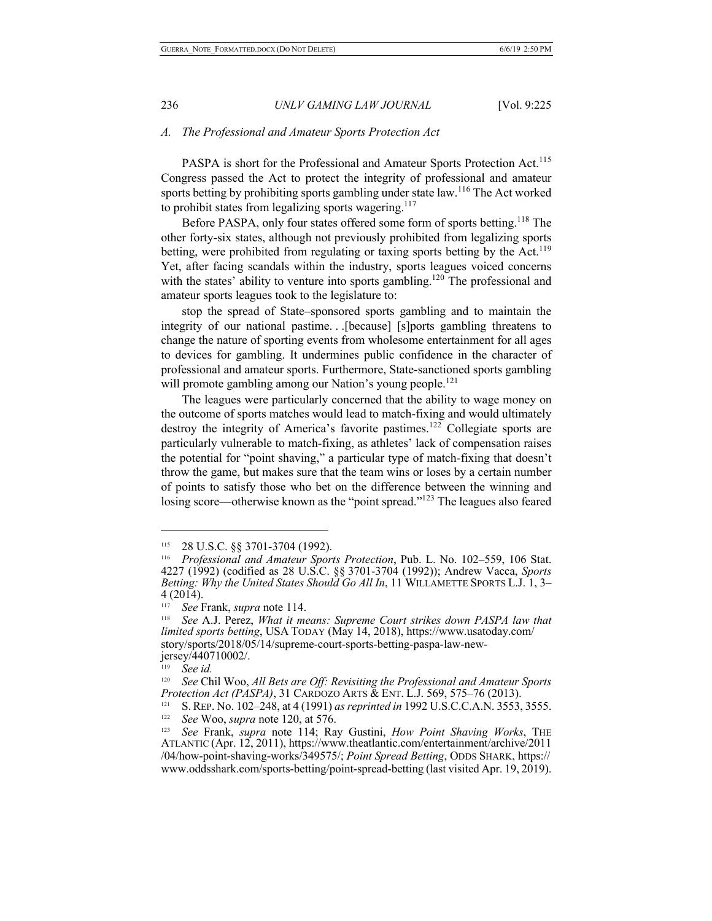### A. The Professional and Amateur Sports Protection Act

PASPA is short for the Professional and Amateur Sports Protection Act.[115] Congress passed the Act to protect the integrity of professional and amateur sports betting by prohibiting sports gambling under state law.[116] The Act worked to prohibit states from legalizing sports wagering.[117]

Before PASPA, only four states offered some form of sports betting.[118] The other forty-six states, although not previously prohibited from legalizing sports betting, were prohibited from regulating or taxing sports betting by the Act.[119] Yet, after facing scandals within the industry, sports leagues voiced concerns with the states' ability to venture into sports gambling.[120] The professional and amateur sports leagues took to the legislature to:

> stop the spread of State–sponsored sports gambling and to maintain the integrity of our national pastime. . .[because] [s]ports gambling threatens to change the nature of sporting events from wholesome entertainment for all ages to devices for gambling. It undermines public confidence in the character of professional and amateur sports. Furthermore, State-sanctioned sports gambling will promote gambling among our Nation's young people.[121]

The leagues were particularly concerned that the ability to wage money on the outcome of sports matches would lead to match-fixing and would ultimately destroy the integrity of America's favorite pastimes.[122] Collegiate sports are particularly vulnerable to match-fixing, as athletes' lack of compensation raises the potential for "point shaving," a particular type of match-fixing that doesn't throw the game, but makes sure that the team wins or loses by a certain number of points to satisfy those who bet on the difference between the winning and losing score—otherwise known as the "point spread."[123] The leagues also feared

---

[115] 28 U.S.C. §§ 3701-3704 (1992).

[116] *Professional and Amateur Sports Protection*, Pub. L. No. 102–559, 106 Stat. 4227 (1992) (codified as 28 U.S.C. §§ 3701-3704 (1992)); Andrew Vacca, *Sports Betting: Why the United States Should Go All In*, 11 WILLAMETTE SPORTS L.J. 1, 3–4 (2014).

[117] *See* Frank, *supra* note 114.

[118] *See* A.J. Perez, *What it means: Supreme Court strikes down PASPA law that limited sports betting*, USA TODAY (May 14, 2018), https://www.usatoday.com/story/sports/2018/05/14/supreme-court-sports-betting-paspa-law-new-jersey/440710002/.

[119] *See id.*

[120] *See* Chil Woo, *All Bets are Off: Revisiting the Professional and Amateur Sports Protection Act (PASPA)*, 31 CARDOZO ARTS & ENT. L.J. 569, 575–76 (2013).

[121] S. REP. No. 102–248, at 4 (1991) *as reprinted in* 1992 U.S.C.C.A.N. 3553, 3555.

[122] *See* Woo, *supra* note 120, at 576.

[123] *See* Frank, *supra* note 114; Ray Gustini, *How Point Shaving Works*, THE ATLANTIC (Apr. 12, 2011), https://www.theatlantic.com/entertainment/archive/2011/04/how-point-shaving-works/349575/; *Point Spread Betting*, ODDS SHARK, https://www.oddsshark.com/sports-betting/point-spread-betting (last visited Apr. 19, 2019).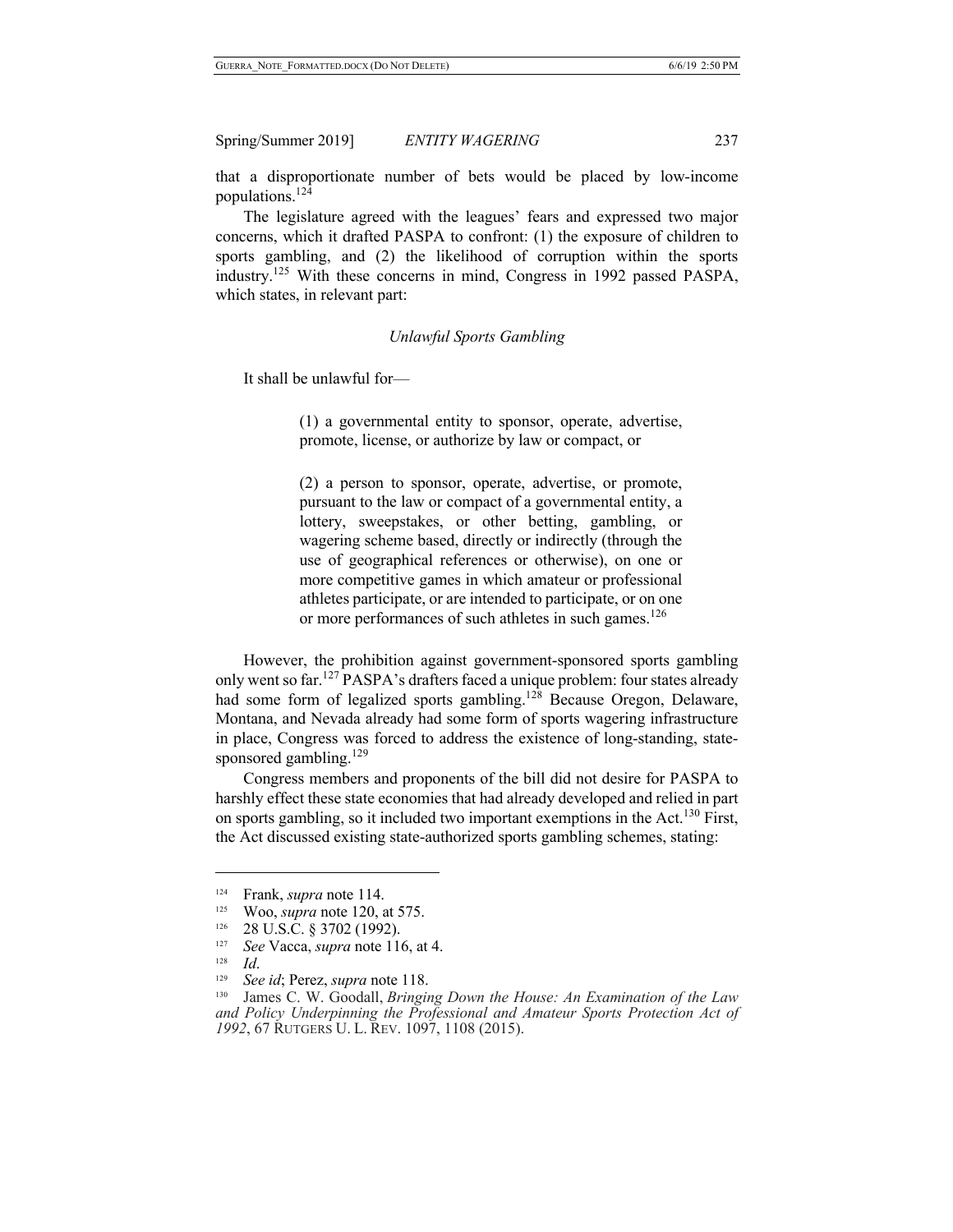that a disproportionate number of bets would be placed by low-income populations.[124]

The legislature agreed with the leagues' fears and expressed two major concerns, which it drafted PASPA to confront: (1) the exposure of children to sports gambling, and (2) the likelihood of corruption within the sports industry.[125] With these concerns in mind, Congress in 1992 passed PASPA, which states, in relevant part:

*Unlawful Sports Gambling*

It shall be unlawful for—

> (1) a governmental entity to sponsor, operate, advertise, promote, license, or authorize by law or compact, or
>
> (2) a person to sponsor, operate, advertise, or promote, pursuant to the law or compact of a governmental entity, a lottery, sweepstakes, or other betting, gambling, or wagering scheme based, directly or indirectly (through the use of geographical references or otherwise), on one or more competitive games in which amateur or professional athletes participate, or are intended to participate, or on one or more performances of such athletes in such games.[126]

However, the prohibition against government-sponsored sports gambling only went so far.[127] PASPA's drafters faced a unique problem: four states already had some form of legalized sports gambling.[128] Because Oregon, Delaware, Montana, and Nevada already had some form of sports wagering infrastructure in place, Congress was forced to address the existence of long-standing, state-sponsored gambling.[129]

Congress members and proponents of the bill did not desire for PASPA to harshly effect these state economies that had already developed and relied in part on sports gambling, so it included two important exemptions in the Act.[130] First, the Act discussed existing state-authorized sports gambling schemes, stating:

---

[124] Frank, *supra* note 114.

[125] Woo, *supra* note 120, at 575.

[126] 28 U.S.C. § 3702 (1992).

[127] *See* Vacca, *supra* note 116, at 4.

[128] *Id*.

[129] *See id*; Perez, *supra* note 118.

[130] James C. W. Goodall, *Bringing Down the House: An Examination of the Law and Policy Underpinning the Professional and Amateur Sports Protection Act of 1992*, 67 RUTGERS U. L. REV. 1097, 1108 (2015).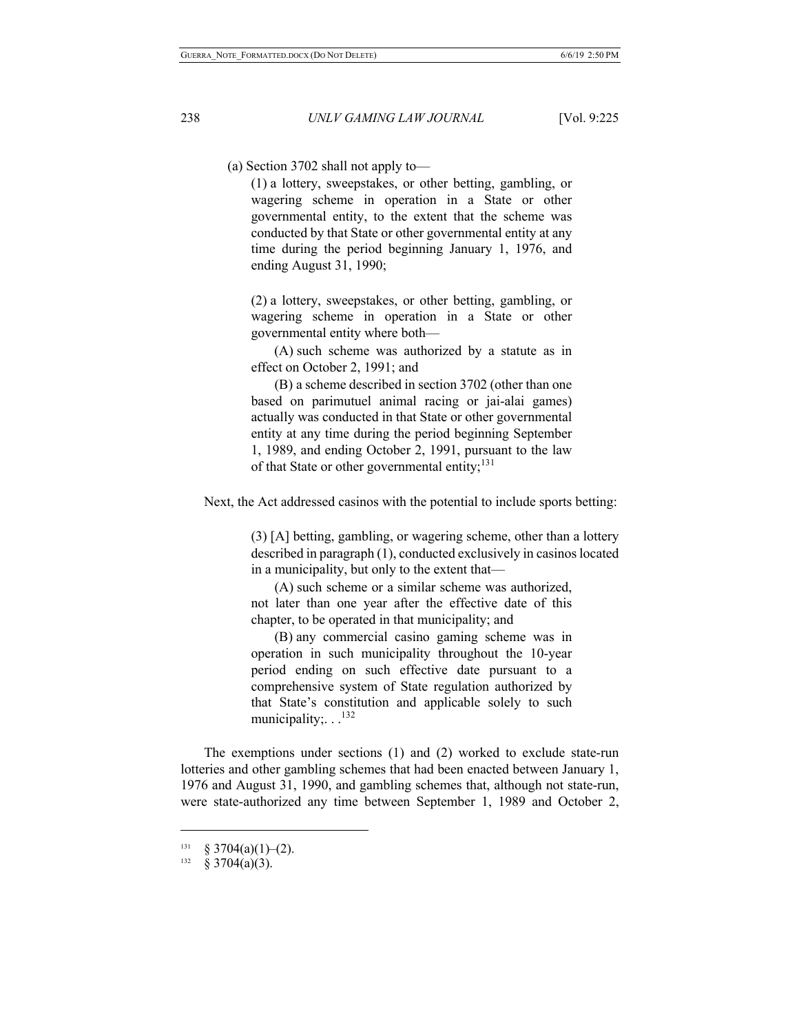> (a) Section 3702 shall not apply to—
>
> (1) a lottery, sweepstakes, or other betting, gambling, or wagering scheme in operation in a State or other governmental entity, to the extent that the scheme was conducted by that State or other governmental entity at any time during the period beginning January 1, 1976, and ending August 31, 1990;
>
> (2) a lottery, sweepstakes, or other betting, gambling, or wagering scheme in operation in a State or other governmental entity where both—
>
> (A) such scheme was authorized by a statute as in effect on October 2, 1991; and
>
> (B) a scheme described in section 3702 (other than one based on parimutuel animal racing or jai-alai games) actually was conducted in that State or other governmental entity at any time during the period beginning September 1, 1989, and ending October 2, 1991, pursuant to the law of that State or other governmental entity;[131]

Next, the Act addressed casinos with the potential to include sports betting:

> (3) [A] betting, gambling, or wagering scheme, other than a lottery described in paragraph (1), conducted exclusively in casinos located in a municipality, but only to the extent that—
>
> (A) such scheme or a similar scheme was authorized, not later than one year after the effective date of this chapter, to be operated in that municipality; and
>
> (B) any commercial casino gaming scheme was in operation in such municipality throughout the 10-year period ending on such effective date pursuant to a comprehensive system of State regulation authorized by that State's constitution and applicable solely to such municipality;. . .[132]

The exemptions under sections (1) and (2) worked to exclude state-run lotteries and other gambling schemes that had been enacted between January 1, 1976 and August 31, 1990, and gambling schemes that, although not state-run, were state-authorized any time between September 1, 1989 and October 2,

---

[131] § 3704(a)(1)–(2).

[132] § 3704(a)(3).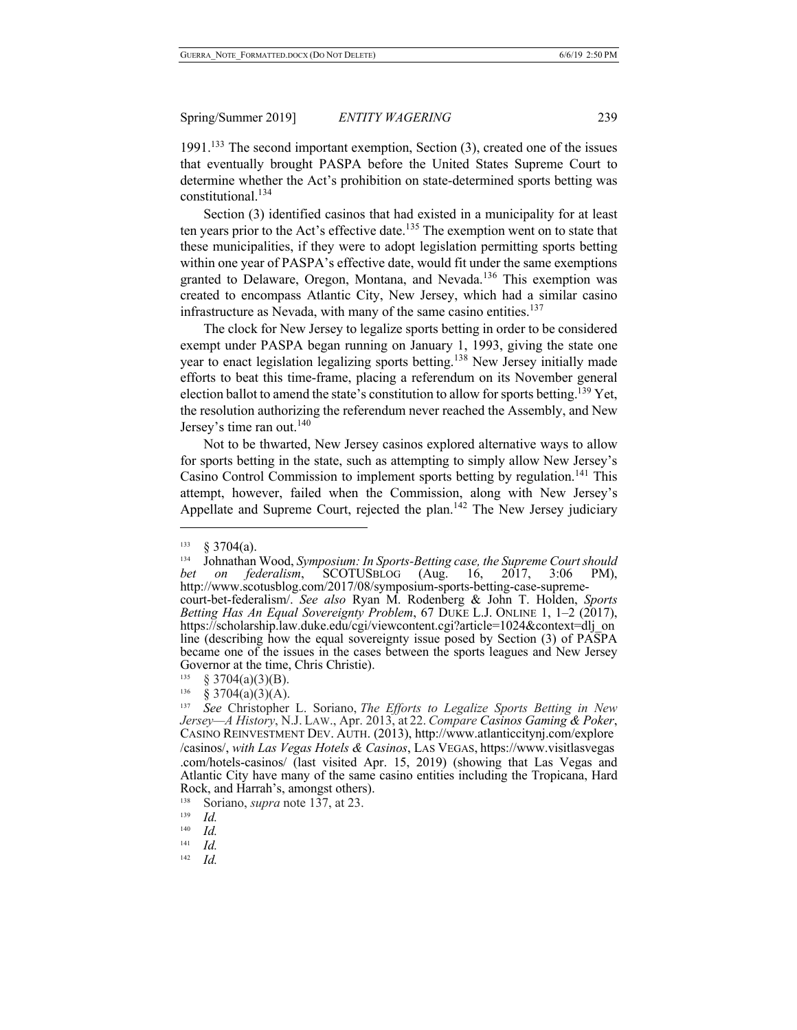1991.[133] The second important exemption, Section (3), created one of the issues that eventually brought PASPA before the United States Supreme Court to determine whether the Act's prohibition on state-determined sports betting was constitutional.[134]

Section (3) identified casinos that had existed in a municipality for at least ten years prior to the Act's effective date.[135] The exemption went on to state that these municipalities, if they were to adopt legislation permitting sports betting within one year of PASPA's effective date, would fit under the same exemptions granted to Delaware, Oregon, Montana, and Nevada.[136] This exemption was created to encompass Atlantic City, New Jersey, which had a similar casino infrastructure as Nevada, with many of the same casino entities.[137]

The clock for New Jersey to legalize sports betting in order to be considered exempt under PASPA began running on January 1, 1993, giving the state one year to enact legislation legalizing sports betting.[138] New Jersey initially made efforts to beat this time-frame, placing a referendum on its November general election ballot to amend the state's constitution to allow for sports betting.[139] Yet, the resolution authorizing the referendum never reached the Assembly, and New Jersey's time ran out.[140]

Not to be thwarted, New Jersey casinos explored alternative ways to allow for sports betting in the state, such as attempting to simply allow New Jersey's Casino Control Commission to implement sports betting by regulation.[141] This attempt, however, failed when the Commission, along with New Jersey's Appellate and Supreme Court, rejected the plan.[142] The New Jersey judiciary

---

[133] § 3704(a).

[134] Johnathan Wood, *Symposium: In Sports-Betting case, the Supreme Court should bet on federalism*, SCOTUSBLOG (Aug. 16, 2017, 3:06 PM), http://www.scotusblog.com/2017/08/symposium-sports-betting-case-supreme-court-bet-federalism/. *See also* Ryan M. Rodenberg & John T. Holden, *Sports Betting Has An Equal Sovereignty Problem*, 67 DUKE L.J. ONLINE 1, 1–2 (2017), https://scholarship.law.duke.edu/cgi/viewcontent.cgi?article=1024&context=dlj_online (describing how the equal sovereignty issue posed by Section (3) of PASPA became one of the issues in the cases between the sports leagues and New Jersey Governor at the time, Chris Christie).

[135] § 3704(a)(3)(B).

[136] § 3704(a)(3)(A).

[137] *See* Christopher L. Soriano, *The Efforts to Legalize Sports Betting in New Jersey—A History*, N.J. LAW., Apr. 2013, at 22. *Compare Casinos Gaming & Poker*, CASINO REINVESTMENT DEV. AUTH. (2013), http://www.atlanticcitynj.com/explore/casinos/, *with Las Vegas Hotels & Casinos*, LAS VEGAS, https://www.visitlasvegas.com/hotels-casinos/ (last visited Apr. 15, 2019) (showing that Las Vegas and Atlantic City have many of the same casino entities including the Tropicana, Hard Rock, and Harrah's, amongst others).

[138] Soriano, *supra* note 137, at 23.

[139] *Id.*

[140] *Id.*

[141] *Id.*

[142] *Id.*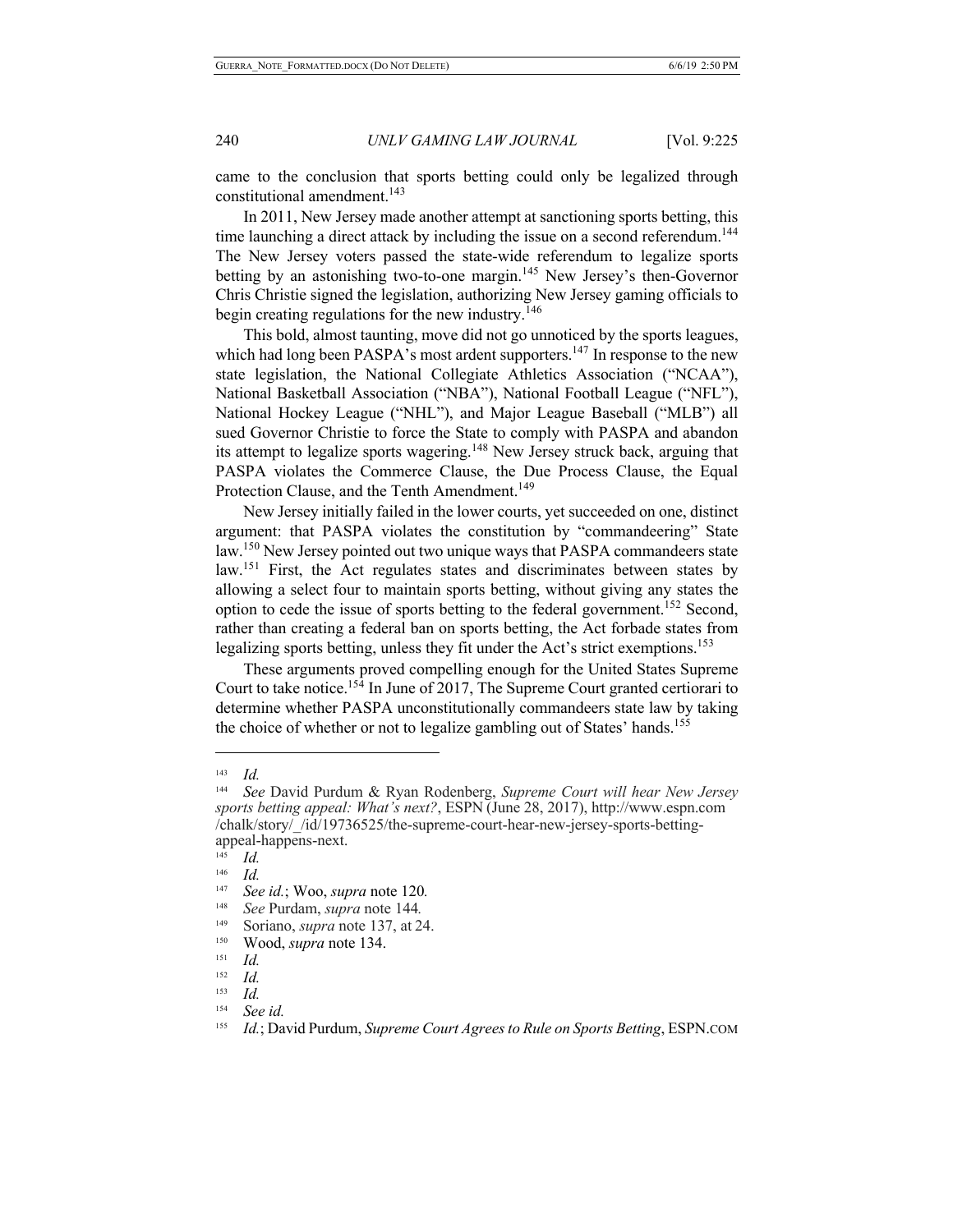came to the conclusion that sports betting could only be legalized through constitutional amendment.[143]

In 2011, New Jersey made another attempt at sanctioning sports betting, this time launching a direct attack by including the issue on a second referendum.[144] The New Jersey voters passed the state-wide referendum to legalize sports betting by an astonishing two-to-one margin.[145] New Jersey's then-Governor Chris Christie signed the legislation, authorizing New Jersey gaming officials to begin creating regulations for the new industry.[146]

This bold, almost taunting, move did not go unnoticed by the sports leagues, which had long been PASPA's most ardent supporters.[147] In response to the new state legislation, the National Collegiate Athletics Association ("NCAA"), National Basketball Association ("NBA"), National Football League ("NFL"), National Hockey League ("NHL"), and Major League Baseball ("MLB") all sued Governor Christie to force the State to comply with PASPA and abandon its attempt to legalize sports wagering.[148] New Jersey struck back, arguing that PASPA violates the Commerce Clause, the Due Process Clause, the Equal Protection Clause, and the Tenth Amendment.[149]

New Jersey initially failed in the lower courts, yet succeeded on one, distinct argument: that PASPA violates the constitution by "commandeering" State law.[150] New Jersey pointed out two unique ways that PASPA commandeers state law.[151] First, the Act regulates states and discriminates between states by allowing a select four to maintain sports betting, without giving any states the option to cede the issue of sports betting to the federal government.[152] Second, rather than creating a federal ban on sports betting, the Act forbade states from legalizing sports betting, unless they fit under the Act's strict exemptions.[153]

These arguments proved compelling enough for the United States Supreme Court to take notice.[154] In June of 2017, The Supreme Court granted certiorari to determine whether PASPA unconstitutionally commandeers state law by taking the choice of whether or not to legalize gambling out of States' hands.[155]

---

[143] *Id.*

[144] *See* David Purdum & Ryan Rodenberg, *Supreme Court will hear New Jersey sports betting appeal: What's next?*, ESPN (June 28, 2017), http://www.espn.com/chalk/story/_/id/19736525/the-supreme-court-hear-new-jersey-sports-betting-appeal-happens-next.

[145] *Id.*

[146] *Id.*

[147] *See id.*; Woo, *supra* note 120*.*

[148] *See* Purdam, *supra* note 144*.*

[149] Soriano, *supra* note 137, at 24.

[150] Wood, *supra* note 134.

[151] *Id.*

[152] *Id.*

[153] *Id.*

[154] *See id.*

[155] *Id.*; David Purdum, *Supreme Court Agrees to Rule on Sports Betting*, ESPN.COM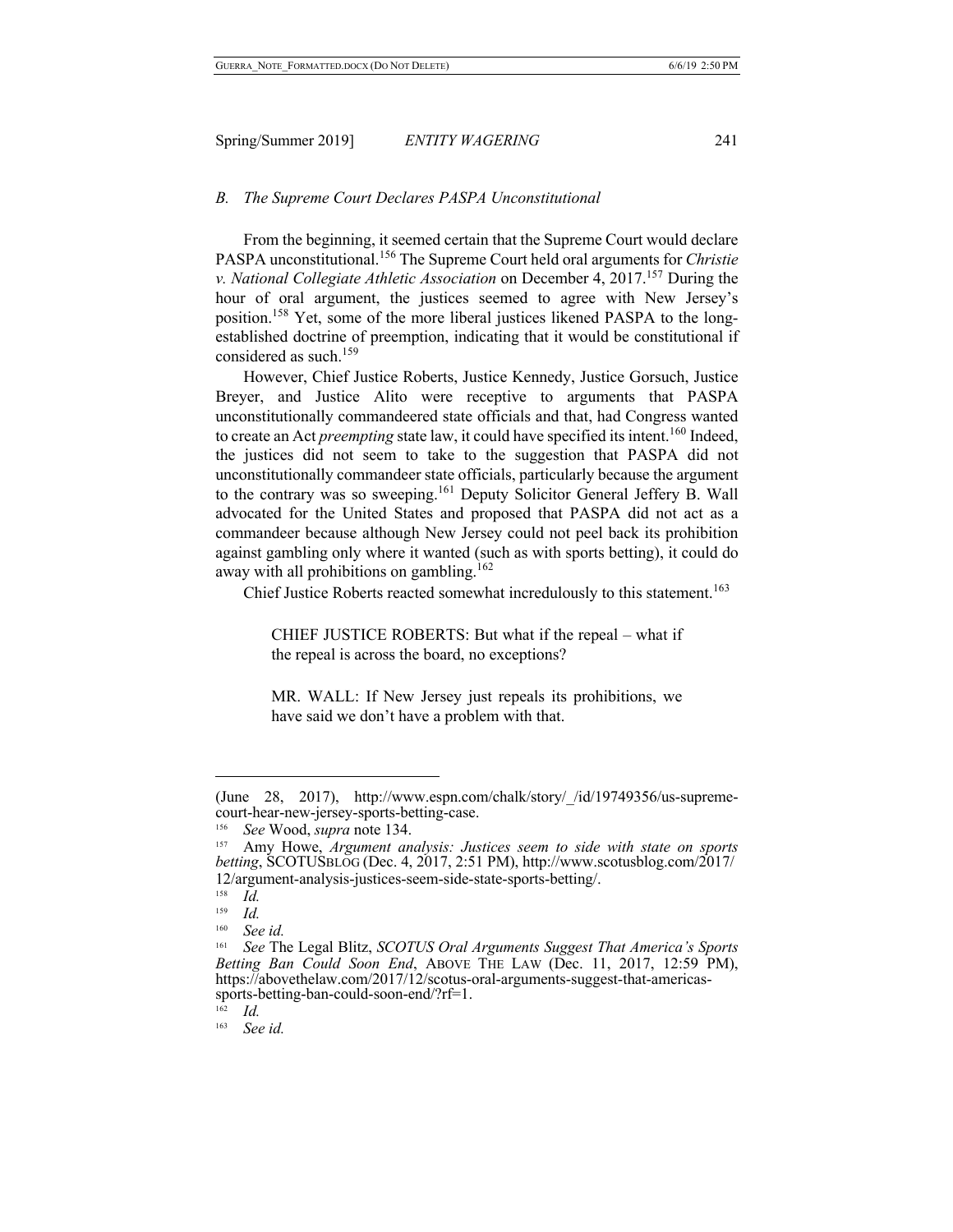### B. The Supreme Court Declares PASPA Unconstitutional

From the beginning, it seemed certain that the Supreme Court would declare PASPA unconstitutional.[156] The Supreme Court held oral arguments for *Christie v. National Collegiate Athletic Association* on December 4, 2017.[157] During the hour of oral argument, the justices seemed to agree with New Jersey's position.[158] Yet, some of the more liberal justices likened PASPA to the long-established doctrine of preemption, indicating that it would be constitutional if considered as such.[159]

However, Chief Justice Roberts, Justice Kennedy, Justice Gorsuch, Justice Breyer, and Justice Alito were receptive to arguments that PASPA unconstitutionally commandeered state officials and that, had Congress wanted to create an Act *preempting* state law, it could have specified its intent.[160] Indeed, the justices did not seem to take to the suggestion that PASPA did not unconstitutionally commandeer state officials, particularly because the argument to the contrary was so sweeping.[161] Deputy Solicitor General Jeffery B. Wall advocated for the United States and proposed that PASPA did not act as a commandeer because although New Jersey could not peel back its prohibition against gambling only where it wanted (such as with sports betting), it could do away with all prohibitions on gambling.[162]

Chief Justice Roberts reacted somewhat incredulously to this statement.[163]

> CHIEF JUSTICE ROBERTS: But what if the repeal – what if the repeal is across the board, no exceptions?
>
> MR. WALL: If New Jersey just repeals its prohibitions, we have said we don't have a problem with that.

---

(June 28, 2017), http://www.espn.com/chalk/story/_/id/19749356/us-supreme-court-hear-new-jersey-sports-betting-case.

[156] *See* Wood, *supra* note 134.

[157] Amy Howe, *Argument analysis: Justices seem to side with state on sports betting*, SCOTUSBLOG (Dec. 4, 2017, 2:51 PM), http://www.scotusblog.com/2017/12/argument-analysis-justices-seem-side-state-sports-betting/.

[158] *Id.*

[159] *Id.*

[160] *See id.*

[161] *See* The Legal Blitz, *SCOTUS Oral Arguments Suggest That America's Sports Betting Ban Could Soon End*, ABOVE THE LAW (Dec. 11, 2017, 12:59 PM), https://abovethelaw.com/2017/12/scotus-oral-arguments-suggest-that-americas-sports-betting-ban-could-soon-end/?rf=1.

[162] *Id.*

[163] *See id.*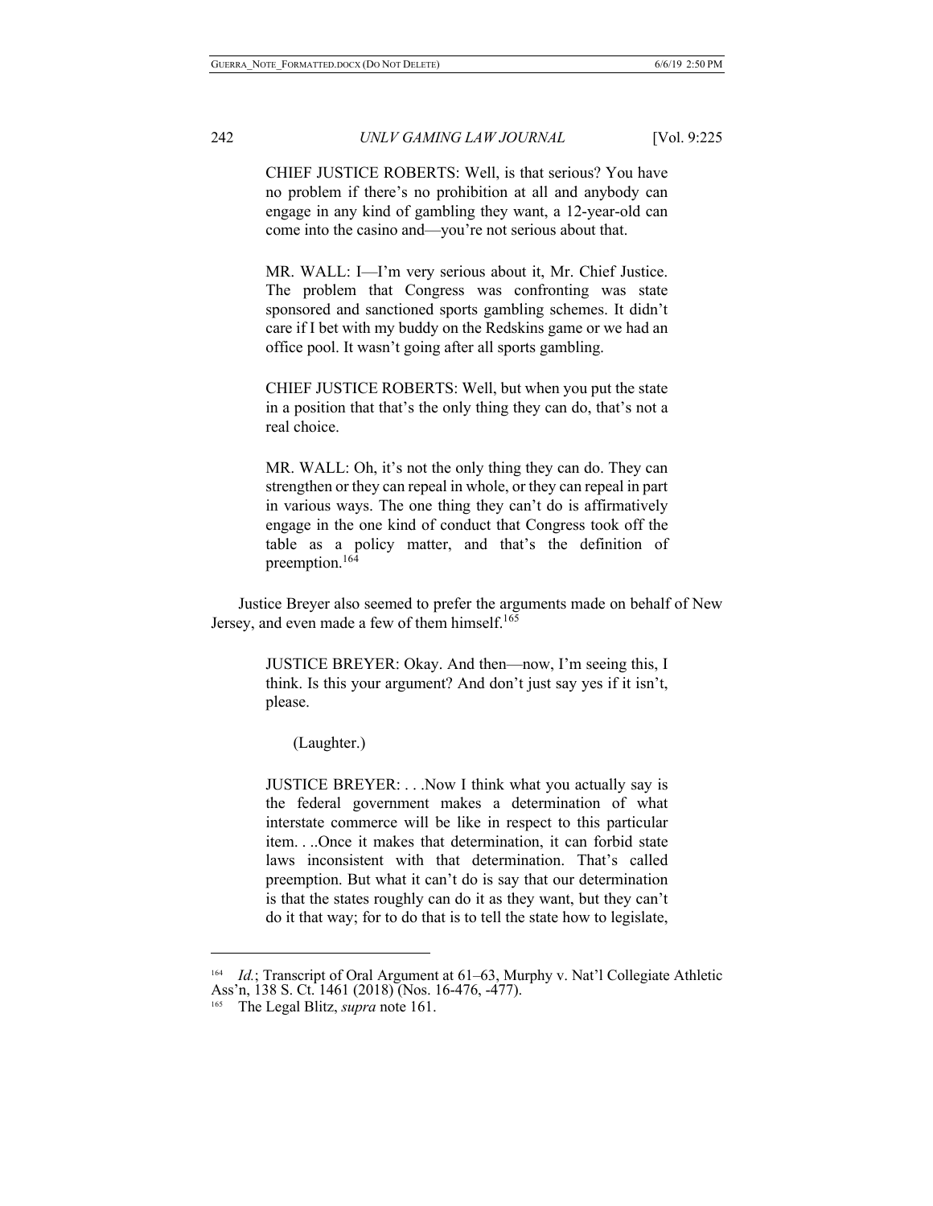> CHIEF JUSTICE ROBERTS: Well, is that serious? You have no problem if there's no prohibition at all and anybody can engage in any kind of gambling they want, a 12-year-old can come into the casino and—you're not serious about that.
>
> MR. WALL: I—I'm very serious about it, Mr. Chief Justice. The problem that Congress was confronting was state sponsored and sanctioned sports gambling schemes. It didn't care if I bet with my buddy on the Redskins game or we had an office pool. It wasn't going after all sports gambling.
>
> CHIEF JUSTICE ROBERTS: Well, but when you put the state in a position that that's the only thing they can do, that's not a real choice.
>
> MR. WALL: Oh, it's not the only thing they can do. They can strengthen or they can repeal in whole, or they can repeal in part in various ways. The one thing they can't do is affirmatively engage in the one kind of conduct that Congress took off the table as a policy matter, and that's the definition of preemption.[164]

Justice Breyer also seemed to prefer the arguments made on behalf of New Jersey, and even made a few of them himself.[165]

> JUSTICE BREYER: Okay. And then—now, I'm seeing this, I think. Is this your argument? And don't just say yes if it isn't, please.
>
> (Laughter.)
>
> JUSTICE BREYER: . . .Now I think what you actually say is the federal government makes a determination of what interstate commerce will be like in respect to this particular item. . ..Once it makes that determination, it can forbid state laws inconsistent with that determination. That's called preemption. But what it can't do is say that our determination is that the states roughly can do it as they want, but they can't do it that way; for to do that is to tell the state how to legislate,

---

[164] *Id.*; Transcript of Oral Argument at 61–63, Murphy v. Nat'l Collegiate Athletic Ass'n, 138 S. Ct. 1461 (2018) (Nos. 16-476, -477).

[165] The Legal Blitz, *supra* note 161.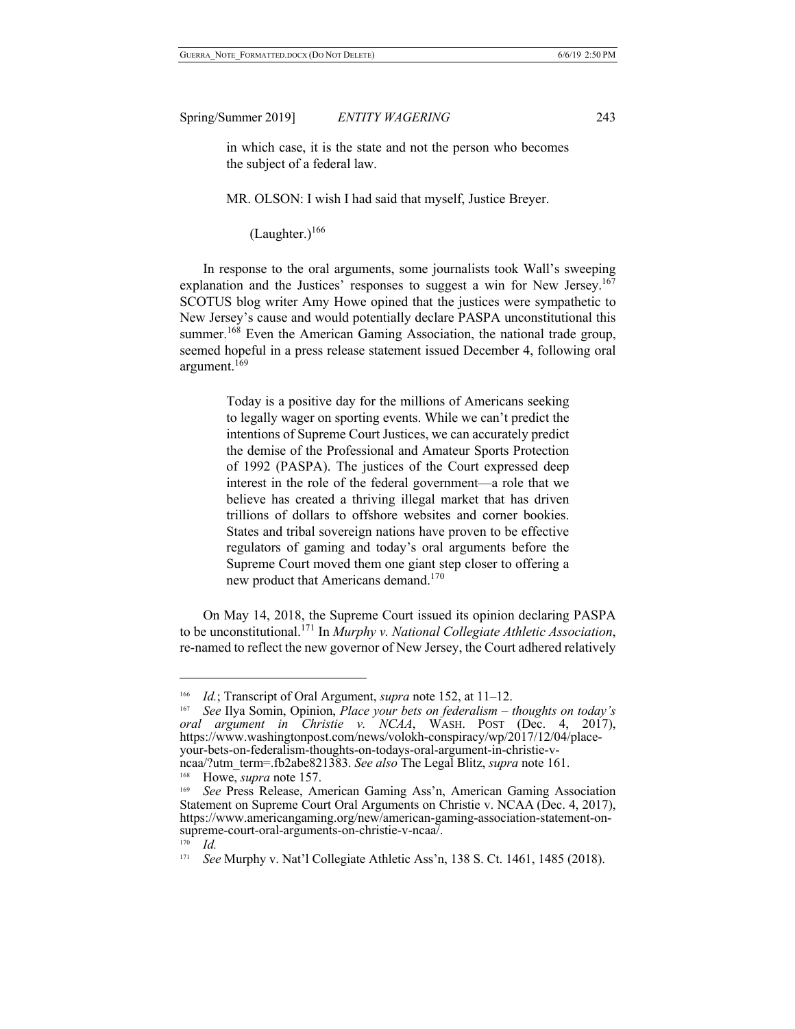> in which case, it is the state and not the person who becomes the subject of a federal law.
>
> MR. OLSON: I wish I had said that myself, Justice Breyer.
>
> (Laughter.)[166]

In response to the oral arguments, some journalists took Wall's sweeping explanation and the Justices' responses to suggest a win for New Jersey.[167] SCOTUS blog writer Amy Howe opined that the justices were sympathetic to New Jersey's cause and would potentially declare PASPA unconstitutional this summer.[168] Even the American Gaming Association, the national trade group, seemed hopeful in a press release statement issued December 4, following oral argument.[169]

> Today is a positive day for the millions of Americans seeking to legally wager on sporting events. While we can't predict the intentions of Supreme Court Justices, we can accurately predict the demise of the Professional and Amateur Sports Protection of 1992 (PASPA). The justices of the Court expressed deep interest in the role of the federal government—a role that we believe has created a thriving illegal market that has driven trillions of dollars to offshore websites and corner bookies. States and tribal sovereign nations have proven to be effective regulators of gaming and today's oral arguments before the Supreme Court moved them one giant step closer to offering a new product that Americans demand.[170]

On May 14, 2018, the Supreme Court issued its opinion declaring PASPA to be unconstitutional.[171] In *Murphy v. National Collegiate Athletic Association*, re-named to reflect the new governor of New Jersey, the Court adhered relatively

---

[166] *Id.*; Transcript of Oral Argument, *supra* note 152, at 11–12.

[167] *See* Ilya Somin, Opinion, *Place your bets on federalism – thoughts on today's oral argument in Christie v. NCAA*, WASH. POST (Dec. 4, 2017), https://www.washingtonpost.com/news/volokh-conspiracy/wp/2017/12/04/place-your-bets-on-federalism-thoughts-on-todays-oral-argument-in-christie-v-ncaa/?utm_term=.fb2abe821383. *See also* The Legal Blitz, *supra* note 161.

[168] Howe, *supra* note 157.

[169] *See* Press Release, American Gaming Ass'n, American Gaming Association Statement on Supreme Court Oral Arguments on Christie v. NCAA (Dec. 4, 2017), https://www.americangaming.org/new/american-gaming-association-statement-on-supreme-court-oral-arguments-on-christie-v-ncaa/.

[170] *Id.*

[171] *See* Murphy v. Nat'l Collegiate Athletic Ass'n, 138 S. Ct. 1461, 1485 (2018).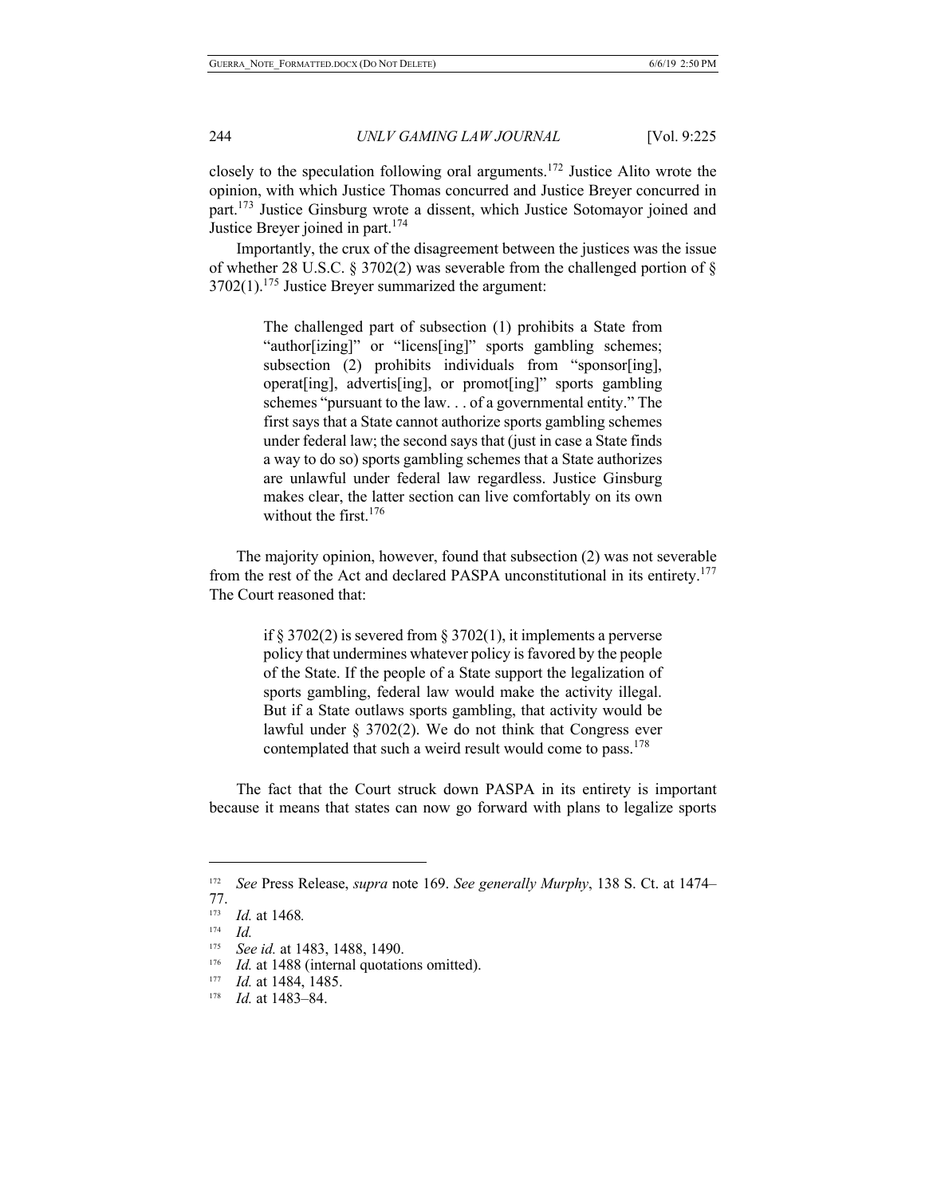closely to the speculation following oral arguments.[172] Justice Alito wrote the opinion, with which Justice Thomas concurred and Justice Breyer concurred in part.[173] Justice Ginsburg wrote a dissent, which Justice Sotomayor joined and Justice Breyer joined in part.[174]

Importantly, the crux of the disagreement between the justices was the issue of whether 28 U.S.C. § 3702(2) was severable from the challenged portion of § 3702(1).[175] Justice Breyer summarized the argument:

> The challenged part of subsection (1) prohibits a State from "author[izing]" or "licens[ing]" sports gambling schemes; subsection (2) prohibits individuals from "sponsor[ing], operat[ing], advertis[ing], or promot[ing]" sports gambling schemes "pursuant to the law. . . of a governmental entity." The first says that a State cannot authorize sports gambling schemes under federal law; the second says that (just in case a State finds a way to do so) sports gambling schemes that a State authorizes are unlawful under federal law regardless. Justice Ginsburg makes clear, the latter section can live comfortably on its own without the first.[176]

The majority opinion, however, found that subsection (2) was not severable from the rest of the Act and declared PASPA unconstitutional in its entirety.[177] The Court reasoned that:

> if § 3702(2) is severed from § 3702(1), it implements a perverse policy that undermines whatever policy is favored by the people of the State. If the people of a State support the legalization of sports gambling, federal law would make the activity illegal. But if a State outlaws sports gambling, that activity would be lawful under § 3702(2). We do not think that Congress ever contemplated that such a weird result would come to pass.[178]

The fact that the Court struck down PASPA in its entirety is important because it means that states can now go forward with plans to legalize sports

---

[172] *See* Press Release, *supra* note 169. *See generally Murphy*, 138 S. Ct. at 1474–77.

[173] *Id.* at 1468*.*

[174] *Id.*

[175] *See id.* at 1483, 1488, 1490.

[176] *Id.* at 1488 (internal quotations omitted).

[177] *Id.* at 1484, 1485.

[178] *Id.* at 1483–84.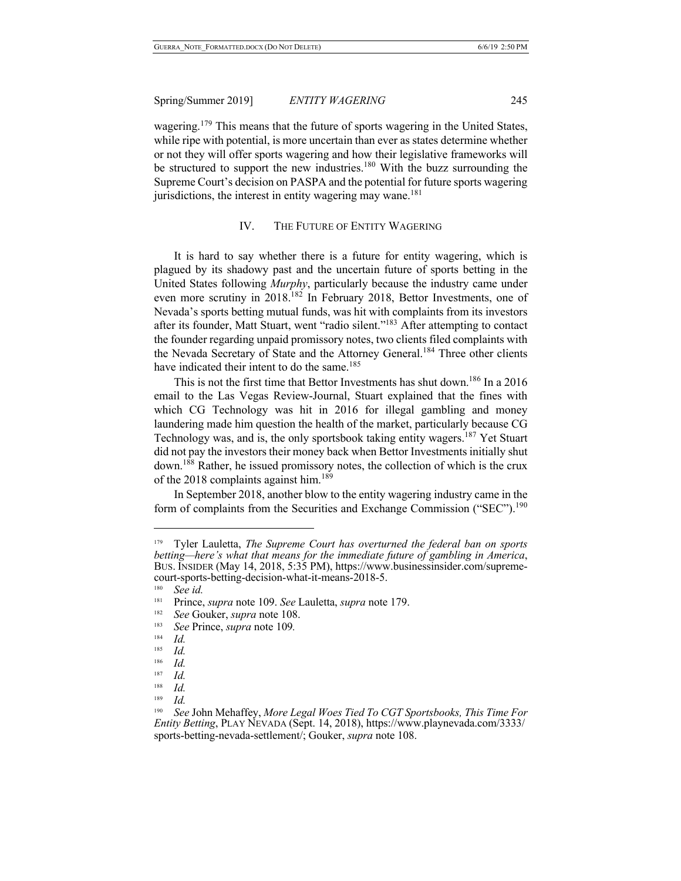wagering.[179] This means that the future of sports wagering in the United States, while ripe with potential, is more uncertain than ever as states determine whether or not they will offer sports wagering and how their legislative frameworks will be structured to support the new industries.[180] With the buzz surrounding the Supreme Court's decision on PASPA and the potential for future sports wagering jurisdictions, the interest in entity wagering may wane.[181]

## IV. THE FUTURE OF ENTITY WAGERING

It is hard to say whether there is a future for entity wagering, which is plagued by its shadowy past and the uncertain future of sports betting in the United States following *Murphy*, particularly because the industry came under even more scrutiny in 2018.[182] In February 2018, Bettor Investments, one of Nevada's sports betting mutual funds, was hit with complaints from its investors after its founder, Matt Stuart, went "radio silent."[183] After attempting to contact the founder regarding unpaid promissory notes, two clients filed complaints with the Nevada Secretary of State and the Attorney General.[184] Three other clients have indicated their intent to do the same.[185]

This is not the first time that Bettor Investments has shut down.[186] In a 2016 email to the Las Vegas Review-Journal, Stuart explained that the fines with which CG Technology was hit in 2016 for illegal gambling and money laundering made him question the health of the market, particularly because CG Technology was, and is, the only sportsbook taking entity wagers.[187] Yet Stuart did not pay the investors their money back when Bettor Investments initially shut down.[188] Rather, he issued promissory notes, the collection of which is the crux of the 2018 complaints against him.[189]

In September 2018, another blow to the entity wagering industry came in the form of complaints from the Securities and Exchange Commission ("SEC").[190]

---

[179] Tyler Lauletta, *The Supreme Court has overturned the federal ban on sports betting—here's what that means for the immediate future of gambling in America*, BUS. INSIDER (May 14, 2018, 5:35 PM), https://www.businessinsider.com/supreme-court-sports-betting-decision-what-it-means-2018-5.

[180] *See id.*

[181] Prince, *supra* note 109. *See* Lauletta, *supra* note 179.

[182] *See* Gouker, *supra* note 108.

[183] *See* Prince, *supra* note 109*.*

[184] *Id.*

[185] *Id.*

[186] *Id.*

[187] *Id.*

[188] *Id.*

[189] *Id.*

[190] *See* John Mehaffey, *More Legal Woes Tied To CGT Sportsbooks, This Time For Entity Betting*, PLAY NEVADA (Sept. 14, 2018), https://www.playnevada.com/3333/sports-betting-nevada-settlement/; Gouker, *supra* note 108.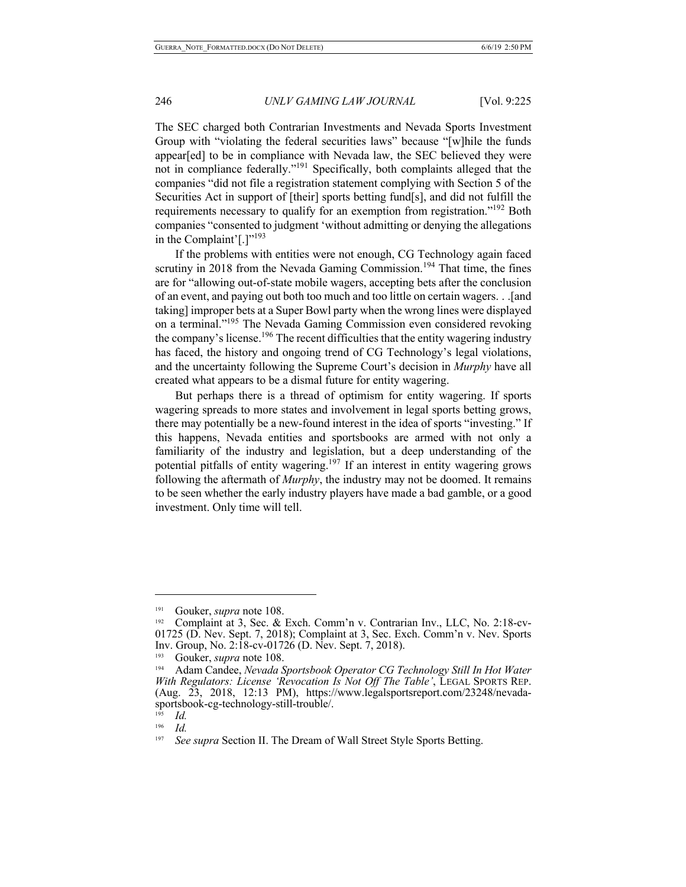The SEC charged both Contrarian Investments and Nevada Sports Investment Group with "violating the federal securities laws" because "[w]hile the funds appear[ed] to be in compliance with Nevada law, the SEC believed they were not in compliance federally."[191] Specifically, both complaints alleged that the companies "did not file a registration statement complying with Section 5 of the Securities Act in support of [their] sports betting fund[s], and did not fulfill the requirements necessary to qualify for an exemption from registration."[192] Both companies "consented to judgment 'without admitting or denying the allegations in the Complaint'[.]"[193]

If the problems with entities were not enough, CG Technology again faced scrutiny in 2018 from the Nevada Gaming Commission.[194] That time, the fines are for "allowing out-of-state mobile wagers, accepting bets after the conclusion of an event, and paying out both too much and too little on certain wagers. . .[and taking] improper bets at a Super Bowl party when the wrong lines were displayed on a terminal."[195] The Nevada Gaming Commission even considered revoking the company's license.[196] The recent difficulties that the entity wagering industry has faced, the history and ongoing trend of CG Technology's legal violations, and the uncertainty following the Supreme Court's decision in *Murphy* have all created what appears to be a dismal future for entity wagering.

But perhaps there is a thread of optimism for entity wagering. If sports wagering spreads to more states and involvement in legal sports betting grows, there may potentially be a new-found interest in the idea of sports "investing." If this happens, Nevada entities and sportsbooks are armed with not only a familiarity of the industry and legislation, but a deep understanding of the potential pitfalls of entity wagering.[197] If an interest in entity wagering grows following the aftermath of *Murphy*, the industry may not be doomed. It remains to be seen whether the early industry players have made a bad gamble, or a good investment. Only time will tell.

---

[191] Gouker, *supra* note 108.

[192] Complaint at 3, Sec. & Exch. Comm'n v. Contrarian Inv., LLC, No. 2:18-cv-01725 (D. Nev. Sept. 7, 2018); Complaint at 3, Sec. Exch. Comm'n v. Nev. Sports Inv. Group, No. 2:18-cv-01726 (D. Nev. Sept. 7, 2018).

[193] Gouker, *supra* note 108.

[194] Adam Candee, *Nevada Sportsbook Operator CG Technology Still In Hot Water With Regulators: License 'Revocation Is Not Off The Table'*, LEGAL SPORTS REP. (Aug. 23, 2018, 12:13 PM), https://www.legalsportsreport.com/23248/nevada-sportsbook-cg-technology-still-trouble/.

[195] *Id.*

[196] *Id.*

[197] *See supra* Section II. The Dream of Wall Street Style Sports Betting.